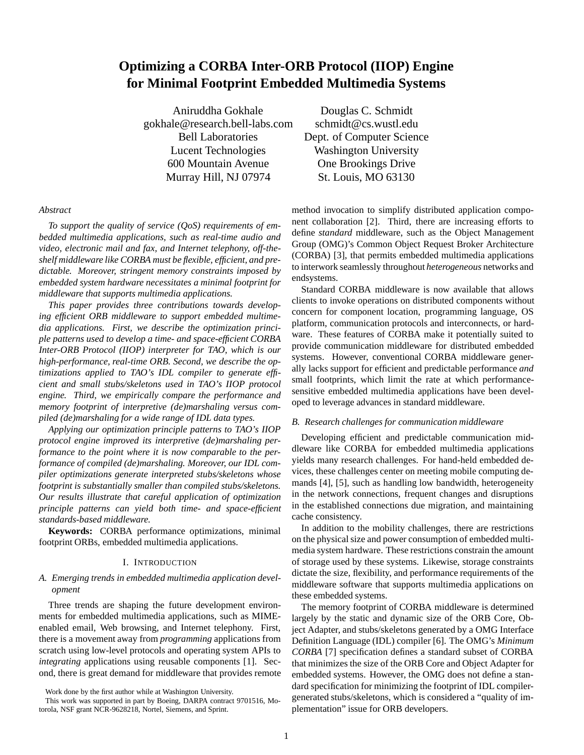# Optimizing a CORBA Inter-ORB Protocol (IIOP) Engine for Minimal Footprint Embedded Multimedia Systems

Aniruddha Gokhale
gokhale@research.bell-labs.com
Bell Laboratories
Lucent Technologies
600 Mountain Avenue
Murray Hill, NJ 07974

Douglas C. Schmidt
schmidt@cs.wustl.edu
Dept. of Computer Science
Washington University
One Brookings Drive
St. Louis, MO 63130

*Abstract*

*To support the quality of service (QoS) requirements of embedded multimedia applications, such as real-time audio and video, electronic mail and fax, and Internet telephony, off-the-shelf middleware like CORBA must be flexible, efficient, and predictable. Moreover, stringent memory constraints imposed by embedded system hardware necessitates a minimal footprint for middleware that supports multimedia applications.*

*This paper provides three contributions towards developing efficient ORB middleware to support embedded multimedia applications. First, we describe the optimization principle patterns used to develop a time- and space-efficient CORBA Inter-ORB Protocol (IIOP) interpreter for TAO, which is our high-performance, real-time ORB. Second, we describe the optimizations applied to TAO's IDL compiler to generate efficient and small stubs/skeletons used in TAO's IIOP protocol engine. Third, we empirically compare the performance and memory footprint of interpretive (de)marshaling versus compiled (de)marshaling for a wide range of IDL data types.*

*Applying our optimization principle patterns to TAO's IIOP protocol engine improved its interpretive (de)marshaling performance to the point where it is now comparable to the performance of compiled (de)marshaling. Moreover, our IDL compiler optimizations generate interpreted stubs/skeletons whose footprint is substantially smaller than compiled stubs/skeletons. Our results illustrate that careful application of optimization principle patterns can yield both time- and space-efficient standards-based middleware.*

**Keywords:** CORBA performance optimizations, minimal footprint ORBs, embedded multimedia applications.

## I. Introduction

### A. Emerging trends in embedded multimedia application development

Three trends are shaping the future development environments for embedded multimedia applications, such as MIME-enabled email, Web browsing, and Internet telephony. First, there is a movement away from *programming* applications from scratch using low-level protocols and operating system APIs to *integrating* applications using reusable components [1]. Second, there is great demand for middleware that provides remote method invocation to simplify distributed application component collaboration [2]. Third, there are increasing efforts to define *standard* middleware, such as the Object Management Group (OMG)'s Common Object Request Broker Architecture (CORBA) [3], that permits embedded multimedia applications to interwork seamlessly throughout *heterogeneous* networks and endsystems.

Standard CORBA middleware is now available that allows clients to invoke operations on distributed components without concern for component location, programming language, OS platform, communication protocols and interconnects, or hardware. These features of CORBA make it potentially suited to provide communication middleware for distributed embedded systems. However, conventional CORBA middleware generally lacks support for efficient and predictable performance *and* small footprints, which limit the rate at which performance-sensitive embedded multimedia applications have been developed to leverage advances in standard middleware.

### B. Research challenges for communication middleware

Developing efficient and predictable communication middleware like CORBA for embedded multimedia applications yields many research challenges. For hand-held embedded devices, these challenges center on meeting mobile computing demands [4], [5], such as handling low bandwidth, heterogeneity in the network connections, frequent changes and disruptions in the established connections due migration, and maintaining cache consistency.

In addition to the mobility challenges, there are restrictions on the physical size and power consumption of embedded multimedia system hardware. These restrictions constrain the amount of storage used by these systems. Likewise, storage constraints dictate the size, flexibility, and performance requirements of the middleware software that supports multimedia applications on these embedded systems.

The memory footprint of CORBA middleware is determined largely by the static and dynamic size of the ORB Core, Object Adapter, and stubs/skeletons generated by a OMG Interface Definition Language (IDL) compiler [6]. The OMG's *Minimum CORBA* [7] specification defines a standard subset of CORBA that minimizes the size of the ORB Core and Object Adapter for embedded systems. However, the OMG does not define a standard specification for minimizing the footprint of IDL compiler-generated stubs/skeletons, which is considered a "quality of implementation" issue for ORB developers.

Work done by the first author while at Washington University.

This work was supported in part by Boeing, DARPA contract 9701516, Motorola, NSF grant NCR-9628218, Nortel, Siemens, and Sprint.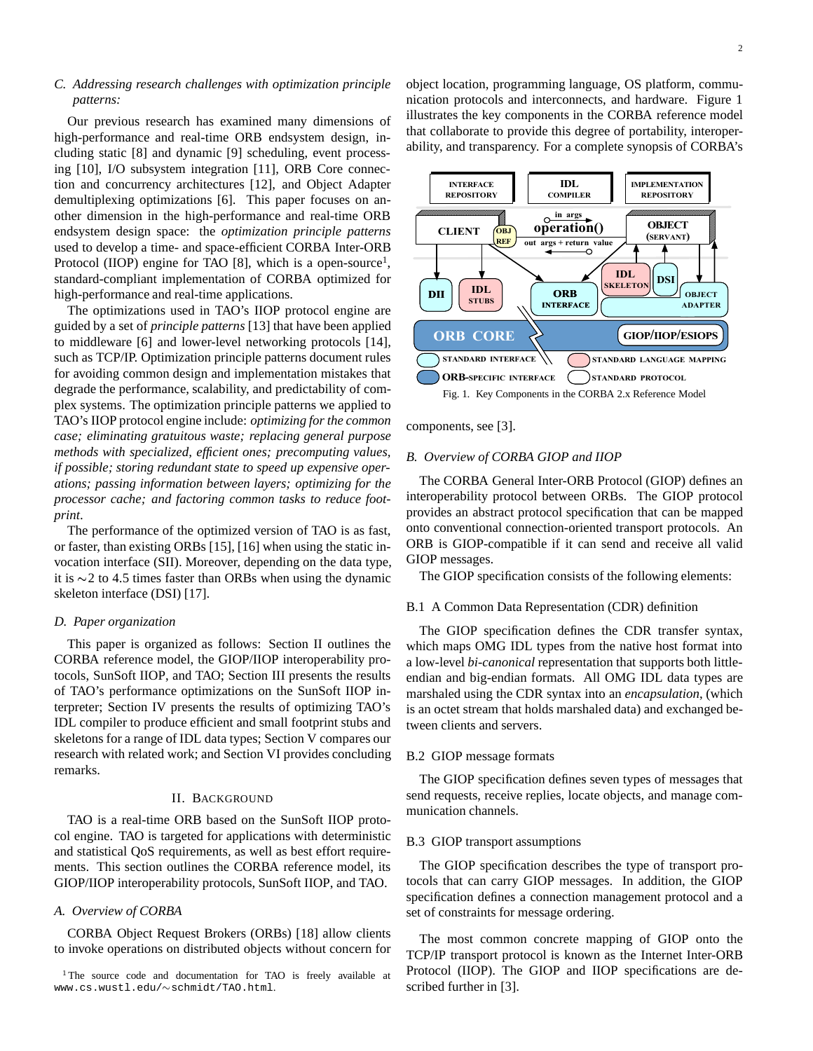### C. Addressing research challenges with optimization principle patterns:

Our previous research has examined many dimensions of high-performance and real-time ORB endsystem design, including static [8] and dynamic [9] scheduling, event processing [10], I/O subsystem integration [11], ORB Core connection and concurrency architectures [12], and Object Adapter demultiplexing optimizations [6]. This paper focuses on another dimension in the high-performance and real-time ORB endsystem design space: the *optimization principle patterns* used to develop a time- and space-efficient CORBA Inter-ORB Protocol (IIOP) engine for TAO [8], which is a open-source[1], standard-compliant implementation of CORBA optimized for high-performance and real-time applications.

The optimizations used in TAO's IIOP protocol engine are guided by a set of *principle patterns* [13] that have been applied to middleware [6] and lower-level networking protocols [14], such as TCP/IP. Optimization principle patterns document rules for avoiding common design and implementation mistakes that degrade the performance, scalability, and predictability of complex systems. The optimization principle patterns we applied to TAO's IIOP protocol engine include: *optimizing for the common case; eliminating gratuitous waste; replacing general purpose methods with specialized, efficient ones; precomputing values, if possible; storing redundant state to speed up expensive operations; passing information between layers; optimizing for the processor cache; and factoring common tasks to reduce footprint*.

The performance of the optimized version of TAO is as fast, or faster, than existing ORBs [15], [16] when using the static invocation interface (SII). Moreover, depending on the data type, it is ∼2 to 4.5 times faster than ORBs when using the dynamic skeleton interface (DSI) [17].

### D. Paper organization

This paper is organized as follows: Section II outlines the CORBA reference model, the GIOP/IIOP interoperability protocols, SunSoft IIOP, and TAO; Section III presents the results of TAO's performance optimizations on the SunSoft IIOP interpreter; Section IV presents the results of optimizing TAO's IDL compiler to produce efficient and small footprint stubs and skeletons for a range of IDL data types; Section V compares our research with related work; and Section VI provides concluding remarks.

## II. Background

TAO is a real-time ORB based on the SunSoft IIOP protocol engine. TAO is targeted for applications with deterministic and statistical QoS requirements, as well as best effort requirements. This section outlines the CORBA reference model, its GIOP/IIOP interoperability protocols, SunSoft IIOP, and TAO.

### A. Overview of CORBA

CORBA Object Request Brokers (ORBs) [18] allow clients to invoke operations on distributed objects without concern for object location, programming language, OS platform, communication protocols and interconnects, and hardware. Figure 1 illustrates the key components in the CORBA reference model that collaborate to provide this degree of portability, interoperability, and transparency. For a complete synopsis of CORBA's components, see [3].

Fig. 1. Key Components in the CORBA 2.x Reference Model

### B. Overview of CORBA GIOP and IIOP

The CORBA General Inter-ORB Protocol (GIOP) defines an interoperability protocol between ORBs. The GIOP protocol provides an abstract protocol specification that can be mapped onto conventional connection-oriented transport protocols. An ORB is GIOP-compatible if it can send and receive all valid GIOP messages.

The GIOP specification consists of the following elements:

#### B.1 A Common Data Representation (CDR) definition

The GIOP specification defines the CDR transfer syntax, which maps OMG IDL types from the native host format into a low-level *bi-canonical* representation that supports both little-endian and big-endian formats. All OMG IDL data types are marshaled using the CDR syntax into an *encapsulation*, (which is an octet stream that holds marshaled data) and exchanged between clients and servers.

#### B.2 GIOP message formats

The GIOP specification defines seven types of messages that send requests, receive replies, locate objects, and manage communication channels.

#### B.3 GIOP transport assumptions

The GIOP specification describes the type of transport protocols that can carry GIOP messages. In addition, the GIOP specification defines a connection management protocol and a set of constraints for message ordering.

The most common concrete mapping of GIOP onto the TCP/IP transport protocol is known as the Internet Inter-ORB Protocol (IIOP). The GIOP and IIOP specifications are described further in [3].

[1] The source code and documentation for TAO is freely available at `www.cs.wustl.edu/∼schmidt/TAO.html`.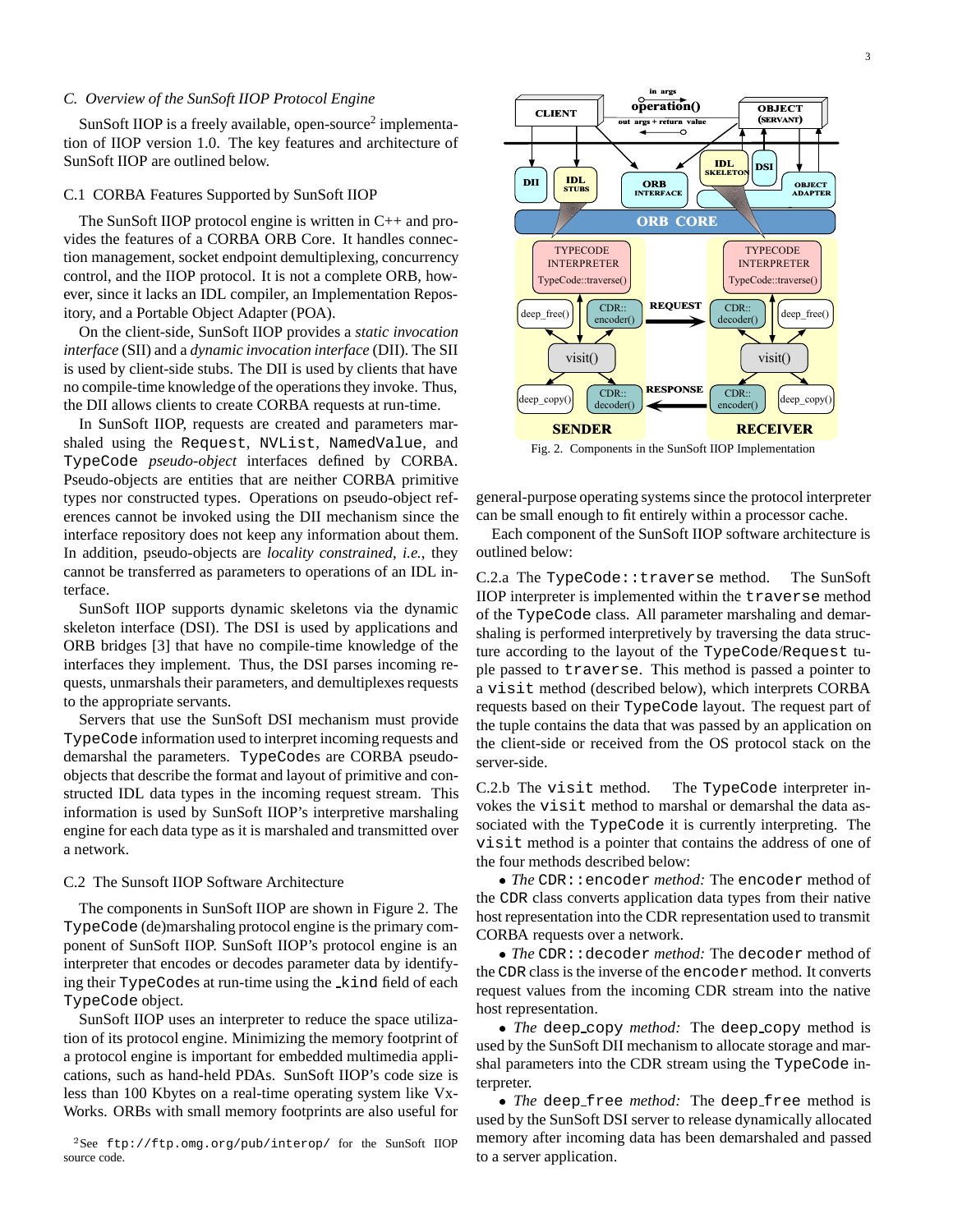### C. Overview of the SunSoft IIOP Protocol Engine

SunSoft IIOP is a freely available, open-source[2] implementation of IIOP version 1.0. The key features and architecture of SunSoft IIOP are outlined below.

#### C.1 CORBA Features Supported by SunSoft IIOP

The SunSoft IIOP protocol engine is written in C++ and provides the features of a CORBA ORB Core. It handles connection management, socket endpoint demultiplexing, concurrency control, and the IIOP protocol. It is not a complete ORB, however, since it lacks an IDL compiler, an Implementation Repository, and a Portable Object Adapter (POA).

On the client-side, SunSoft IIOP provides a *static invocation interface* (SII) and a *dynamic invocation interface* (DII). The SII is used by client-side stubs. The DII is used by clients that have no compile-time knowledge of the operations they invoke. Thus, the DII allows clients to create CORBA requests at run-time.

In SunSoft IIOP, requests are created and parameters marshaled using the `Request`, `NVList`, `NamedValue`, and `TypeCode` *pseudo-object* interfaces defined by CORBA. Pseudo-objects are entities that are neither CORBA primitive types nor constructed types. Operations on pseudo-object references cannot be invoked using the DII mechanism since the interface repository does not keep any information about them. In addition, pseudo-objects are *locality constrained*, *i.e.*, they cannot be transferred as parameters to operations of an IDL interface.

SunSoft IIOP supports dynamic skeletons via the dynamic skeleton interface (DSI). The DSI is used by applications and ORB bridges [3] that have no compile-time knowledge of the interfaces they implement. Thus, the DSI parses incoming requests, unmarshals their parameters, and demultiplexes requests to the appropriate servants.

Servers that use the SunSoft DSI mechanism must provide `TypeCode` information used to interpret incoming requests and demarshal the parameters. `TypeCode`s are CORBA pseudo-objects that describe the format and layout of primitive and constructed IDL data types in the incoming request stream. This information is used by SunSoft IIOP's interpretive marshaling engine for each data type as it is marshaled and transmitted over a network.

#### C.2 The Sunsoft IIOP Software Architecture

The components in SunSoft IIOP are shown in Figure 2. The `TypeCode` (de)marshaling protocol engine is the primary component of SunSoft IIOP. SunSoft IIOP's protocol engine is an interpreter that encodes or decodes parameter data by identifying their `TypeCode`s at run-time using the `_kind` field of each `TypeCode` object.

SunSoft IIOP uses an interpreter to reduce the space utilization of its protocol engine. Minimizing the memory footprint of a protocol engine is important for embedded multimedia applications, such as hand-held PDAs. SunSoft IIOP's code size is less than 100 Kbytes on a real-time operating system like VxWorks. ORBs with small memory footprints are also useful for general-purpose operating systems since the protocol interpreter can be small enough to fit entirely within a processor cache.

[2] See `ftp://ftp.omg.org/pub/interop/` for the SunSoft IIOP source code.

Fig. 2. Components in the SunSoft IIOP Implementation

Each component of the SunSoft IIOP software architecture is outlined below:

C.2.a The `TypeCode::traverse` method. The SunSoft IIOP interpreter is implemented within the `traverse` method of the `TypeCode` class. All parameter marshaling and demarshaling is performed interpretively by traversing the data structure according to the layout of the `TypeCode`/`Request` tuple passed to `traverse`. This method is passed a pointer to a `visit` method (described below), which interprets CORBA requests based on their `TypeCode` layout. The request part of the tuple contains the data that was passed by an application on the client-side or received from the OS protocol stack on the server-side.

C.2.b The `visit` method. The `TypeCode` interpreter invokes the `visit` method to marshal or demarshal the data associated with the `TypeCode` it is currently interpreting. The `visit` method is a pointer that contains the address of one of the four methods described below:

- *The* `CDR::encoder` *method:* The `encoder` method of the `CDR` class converts application data types from their native host representation into the CDR representation used to transmit CORBA requests over a network.
- *The* `CDR::decoder` *method:* The `decoder` method of the `CDR` class is the inverse of the `encoder` method. It converts request values from the incoming CDR stream into the native host representation.
- *The* `deep_copy` *method:* The `deep_copy` method is used by the SunSoft DII mechanism to allocate storage and marshal parameters into the CDR stream using the `TypeCode` interpreter.
- *The* `deep_free` *method:* The `deep_free` method is used by the SunSoft DSI server to release dynamically allocated memory after incoming data has been demarshaled and passed to a server application.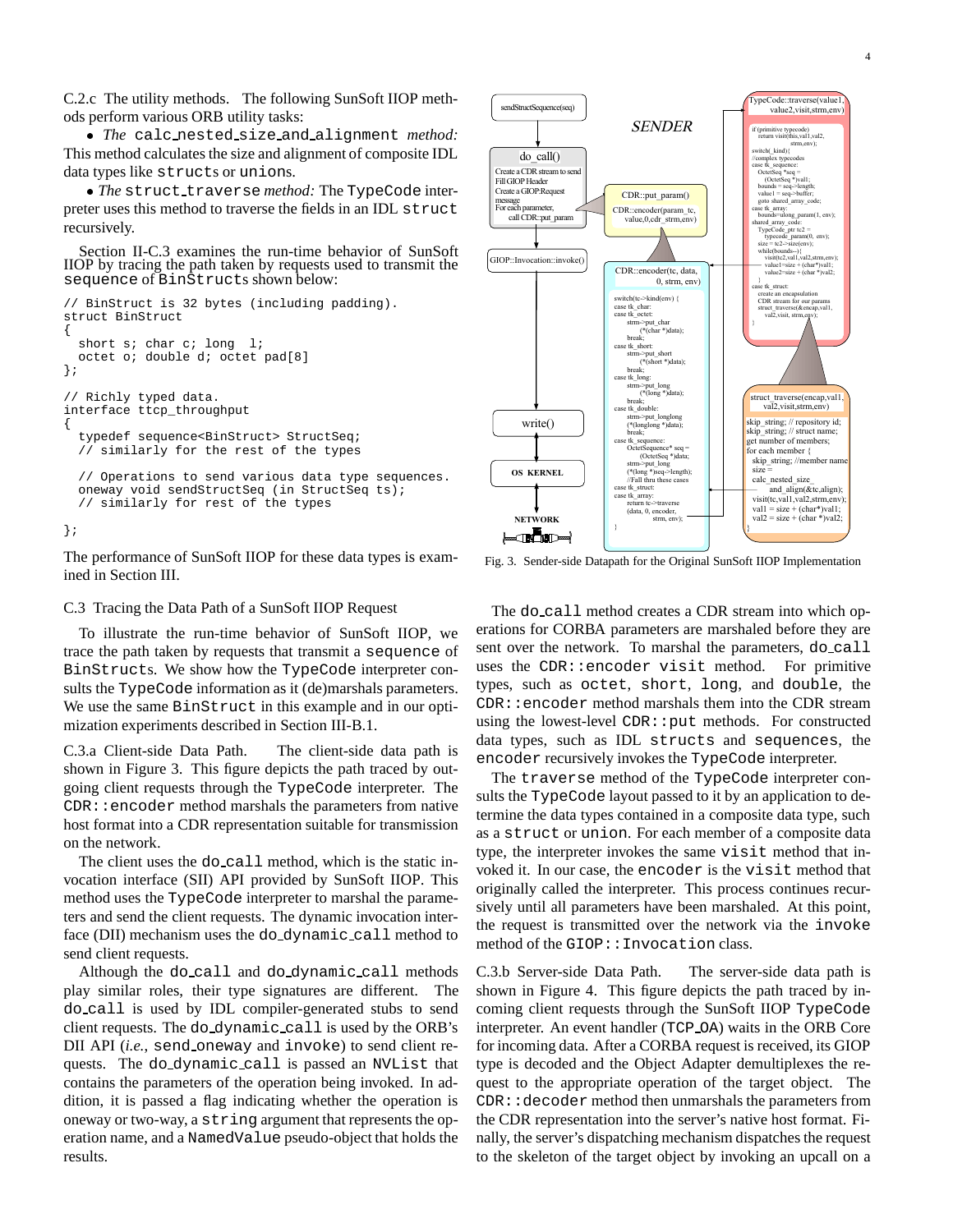C.2.c The utility methods. The following SunSoft IIOP methods perform various ORB utility tasks:

- *The* `calc_nested_size_and_alignment` *method:* This method calculates the size and alignment of composite IDL data types like `struct`s or `union`s.
- *The* `struct_traverse` *method:* The `TypeCode` interpreter uses this method to traverse the fields in an IDL `struct` recursively.

Section II-C.3 examines the run-time behavior of SunSoft IIOP by tracing the path taken by requests used to transmit the `sequence` of `BinStruct`s shown below:

```
// BinStruct is 32 bytes (including padding).
struct BinStruct
{
  short s; char c; long  l;
  octet o; double d; octet pad[8]
};

// Richly typed data.
interface ttcp_throughput
{
  typedef sequence<BinStruct> StructSeq;
  // similarly for the rest of the types

  // Operations to send various data type sequences.
  oneway void sendStructSeq (in StructSeq ts);
  // similarly for rest of the types

};
```

The performance of SunSoft IIOP for these data types is examined in Section III.

## C.3 Tracing the Data Path of a SunSoft IIOP Request

To illustrate the run-time behavior of SunSoft IIOP, we trace the path taken by requests that transmit a `sequence` of `BinStruct`s. We show how the `TypeCode` interpreter consults the `TypeCode` information as it (de)marshals parameters. We use the same `BinStruct` in this example and in our optimization experiments described in Section III-B.1.

C.3.a Client-side Data Path. The client-side data path is shown in Figure 3. This figure depicts the path traced by outgoing client requests through the `TypeCode` interpreter. The `CDR::encoder` method marshals the parameters from native host format into a CDR representation suitable for transmission on the network.

The client uses the `do_call` method, which is the static invocation interface (SII) API provided by SunSoft IIOP. This method uses the `TypeCode` interpreter to marshal the parameters and send the client requests. The dynamic invocation interface (DII) mechanism uses the `do_dynamic_call` method to send client requests.

Although the `do_call` and `do_dynamic_call` methods play similar roles, their type signatures are different. The `do_call` is used by IDL compiler-generated stubs to send client requests. The `do_dynamic_call` is used by the ORB's DII API (*i.e.*, `send_oneway` and `invoke`) to send client requests. The `do_dynamic_call` is passed an `NVList` that contains the parameters of the operation being invoked. In addition, it is passed a flag indicating whether the operation is oneway or two-way, a `string` argument that represents the operation name, and a `NamedValue` pseudo-object that holds the results.

Fig. 3. Sender-side Datapath for the Original SunSoft IIOP Implementation

The `do_call` method creates a CDR stream into which operations for CORBA parameters are marshaled before they are sent over the network. To marshal the parameters, `do_call` uses the `CDR::encoder visit` method. For primitive types, such as `octet`, `short`, `long`, and `double`, the `CDR::encoder` method marshals them into the CDR stream using the lowest-level `CDR::put` methods. For constructed data types, such as IDL `structs` and `sequences`, the `encoder` recursively invokes the `TypeCode` interpreter.

The `traverse` method of the `TypeCode` interpreter consults the `TypeCode` layout passed to it by an application to determine the data types contained in a composite data type, such as a `struct` or `union`. For each member of a composite data type, the interpreter invokes the same `visit` method that invoked it. In our case, the `encoder` is the `visit` method that originally called the interpreter. This process continues recursively until all parameters have been marshaled. At this point, the request is transmitted over the network via the `invoke` method of the `GIOP::Invocation` class.

C.3.b Server-side Data Path. The server-side data path is shown in Figure 4. This figure depicts the path traced by incoming client requests through the SunSoft IIOP `TypeCode` interpreter. An event handler (`TCP_OA`) waits in the ORB Core for incoming data. After a CORBA request is received, its GIOP type is decoded and the Object Adapter demultiplexes the request to the appropriate operation of the target object. The `CDR::decoder` method then unmarshals the parameters from the CDR representation into the server's native host format. Finally, the server's dispatching mechanism dispatches the request to the skeleton of the target object by invoking an upcall on a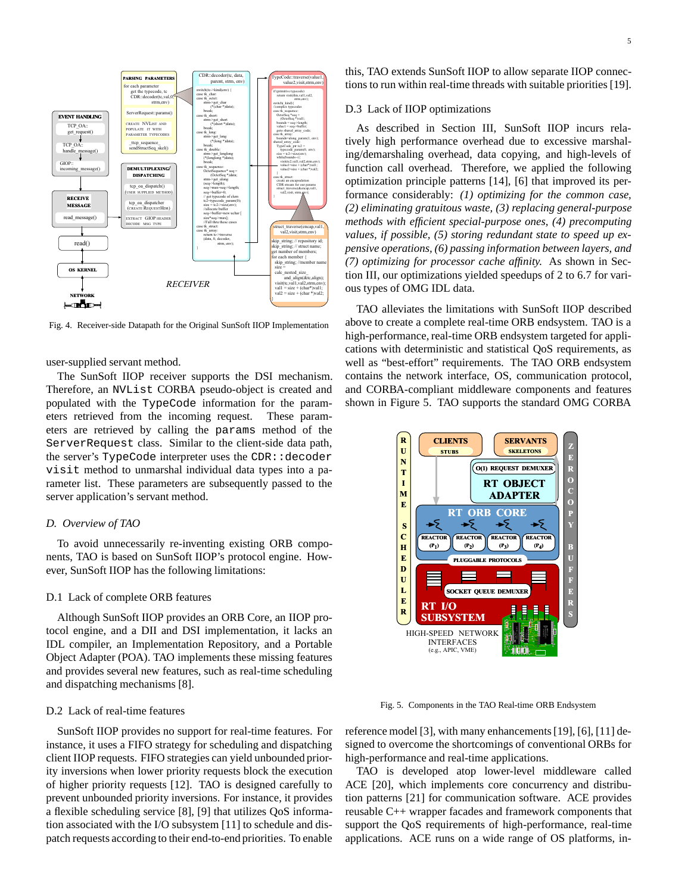Fig. 4. Receiver-side Datapath for the Original SunSoft IIOP Implementation

user-supplied servant method.

The SunSoft IIOP receiver supports the DSI mechanism. Therefore, an `NVList` CORBA pseudo-object is created and populated with the `TypeCode` information for the parameters retrieved from the incoming request. These parameters are retrieved by calling the `params` method of the `ServerRequest` class. Similar to the client-side data path, the server's `TypeCode` interpreter uses the `CDR::decoder visit` method to unmarshal individual data types into a parameter list. These parameters are subsequently passed to the server application's servant method.

### D. Overview of TAO

To avoid unnecessarily re-inventing existing ORB components, TAO is based on SunSoft IIOP's protocol engine. However, SunSoft IIOP has the following limitations:

#### D.1 Lack of complete ORB features

Although SunSoft IIOP provides an ORB Core, an IIOP protocol engine, and a DII and DSI implementation, it lacks an IDL compiler, an Implementation Repository, and a Portable Object Adapter (POA). TAO implements these missing features and provides several new features, such as real-time scheduling and dispatching mechanisms [8].

#### D.2 Lack of real-time features

SunSoft IIOP provides no support for real-time features. For instance, it uses a FIFO strategy for scheduling and dispatching client IIOP requests. FIFO strategies can yield unbounded priority inversions when lower priority requests block the execution of higher priority requests [12]. TAO is designed carefully to prevent unbounded priority inversions. For instance, it provides a flexible scheduling service [8], [9] that utilizes QoS information associated with the I/O subsystem [11] to schedule and dispatch requests according to their end-to-end priorities. To enable this, TAO extends SunSoft IIOP to allow separate IIOP connections to run within real-time threads with suitable priorities [19].

#### D.3 Lack of IIOP optimizations

As described in Section III, SunSoft IIOP incurs relatively high performance overhead due to excessive marshaling/demarshaling overhead, data copying, and high-levels of function call overhead. Therefore, we applied the following optimization principle patterns [14], [6] that improved its performance considerably: *(1) optimizing for the common case, (2) eliminating gratuitous waste, (3) replacing general-purpose methods with efficient special-purpose ones, (4) precomputing values, if possible, (5) storing redundant state to speed up expensive operations, (6) passing information between layers, and (7) optimizing for processor cache affinity.* As shown in Section III, our optimizations yielded speedups of 2 to 6.7 for various types of OMG IDL data.

TAO alleviates the limitations with SunSoft IIOP described above to create a complete real-time ORB endsystem. TAO is a high-performance, real-time ORB endsystem targeted for applications with deterministic and statistical QoS requirements, as well as "best-effort" requirements. The TAO ORB endsystem contains the network interface, OS, communication protocol, and CORBA-compliant middleware components and features shown in Figure 5. TAO supports the standard OMG CORBA reference model [3], with many enhancements [19], [6], [11] designed to overcome the shortcomings of conventional ORBs for high-performance and real-time applications.

Fig. 5. Components in the TAO Real-time ORB Endsystem

TAO is developed atop lower-level middleware called ACE [20], which implements core concurrency and distribution patterns [21] for communication software. ACE provides reusable C++ wrapper facades and framework components that support the QoS requirements of high-performance, real-time applications. ACE runs on a wide range of OS platforms, in-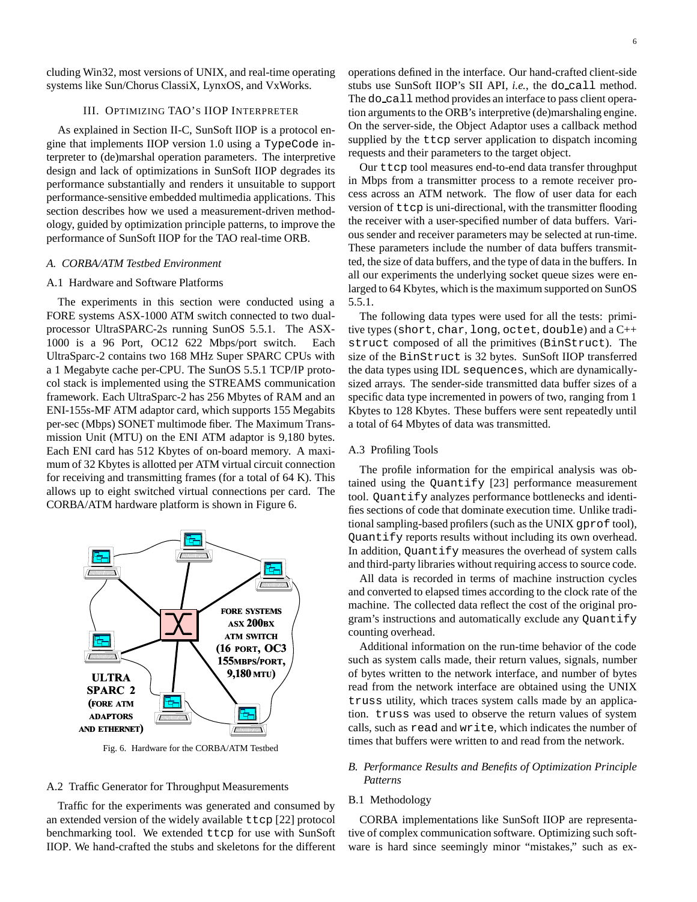cluding Win32, most versions of UNIX, and real-time operating systems like Sun/Chorus ClassiX, LynxOS, and VxWorks.

## III. Optimizing TAO's IIOP Interpreter

As explained in Section II-C, SunSoft IIOP is a protocol engine that implements IIOP version 1.0 using a `TypeCode` interpreter to (de)marshal operation parameters. The interpretive design and lack of optimizations in SunSoft IIOP degrades its performance substantially and renders it unsuitable to support performance-sensitive embedded multimedia applications. This section describes how we used a measurement-driven methodology, guided by optimization principle patterns, to improve the performance of SunSoft IIOP for the TAO real-time ORB.

### *A. CORBA/ATM Testbed Environment*

#### A.1 Hardware and Software Platforms

The experiments in this section were conducted using a FORE systems ASX-1000 ATM switch connected to two dual-processor UltraSPARC-2s running SunOS 5.5.1. The ASX-1000 is a 96 Port, OC12 622 Mbps/port switch. Each UltraSparc-2 contains two 168 MHz Super SPARC CPUs with a 1 Megabyte cache per-CPU. The SunOS 5.5.1 TCP/IP protocol stack is implemented using the STREAMS communication framework. Each UltraSparc-2 has 256 Mbytes of RAM and an ENI-155s-MF ATM adaptor card, which supports 155 Megabits per-sec (Mbps) SONET multimode fiber. The Maximum Transmission Unit (MTU) on the ENI ATM adaptor is 9,180 bytes. Each ENI card has 512 Kbytes of on-board memory. A maximum of 32 Kbytes is allotted per ATM virtual circuit connection for receiving and transmitting frames (for a total of 64 K). This allows up to eight switched virtual connections per card. The CORBA/ATM hardware platform is shown in Figure 6.

Fig. 6. Hardware for the CORBA/ATM Testbed

#### A.2 Traffic Generator for Throughput Measurements

Traffic for the experiments was generated and consumed by an extended version of the widely available `ttcp` [22] protocol benchmarking tool. We extended `ttcp` for use with SunSoft IIOP. We hand-crafted the stubs and skeletons for the different operations defined in the interface. Our hand-crafted client-side stubs use SunSoft IIOP's SII API, *i.e.*, the `do_call` method. The `do_call` method provides an interface to pass client operation arguments to the ORB's interpretive (de)marshaling engine. On the server-side, the Object Adaptor uses a callback method supplied by the `ttcp` server application to dispatch incoming requests and their parameters to the target object.

Our `ttcp` tool measures end-to-end data transfer throughput in Mbps from a transmitter process to a remote receiver process across an ATM network. The flow of user data for each version of `ttcp` is uni-directional, with the transmitter flooding the receiver with a user-specified number of data buffers. Various sender and receiver parameters may be selected at run-time. These parameters include the number of data buffers transmitted, the size of data buffers, and the type of data in the buffers. In all our experiments the underlying socket queue sizes were enlarged to 64 Kbytes, which is the maximum supported on SunOS 5.5.1.

The following data types were used for all the tests: primitive types (`short`, `char`, `long`, `octet`, `double`) and a C++ `struct` composed of all the primitives (`BinStruct`). The size of the `BinStruct` is 32 bytes. SunSoft IIOP transferred the data types using IDL `sequences`, which are dynamically-sized arrays. The sender-side transmitted data buffer sizes of a specific data type incremented in powers of two, ranging from 1 Kbytes to 128 Kbytes. These buffers were sent repeatedly until a total of 64 Mbytes of data was transmitted.

#### A.3 Profiling Tools

The profile information for the empirical analysis was obtained using the `Quantify` [23] performance measurement tool. `Quantify` analyzes performance bottlenecks and identifies sections of code that dominate execution time. Unlike traditional sampling-based profilers (such as the UNIX `gprof` tool), `Quantify` reports results without including its own overhead. In addition, `Quantify` measures the overhead of system calls and third-party libraries without requiring access to source code.

All data is recorded in terms of machine instruction cycles and converted to elapsed times according to the clock rate of the machine. The collected data reflect the cost of the original program's instructions and automatically exclude any `Quantify` counting overhead.

Additional information on the run-time behavior of the code such as system calls made, their return values, signals, number of bytes written to the network interface, and number of bytes read from the network interface are obtained using the UNIX `truss` utility, which traces system calls made by an application. `truss` was used to observe the return values of system calls, such as `read` and `write`, which indicates the number of times that buffers were written to and read from the network.

### *B. Performance Results and Benefits of Optimization Principle Patterns*

#### B.1 Methodology

CORBA implementations like SunSoft IIOP are representative of complex communication software. Optimizing such software is hard since seemingly minor "mistakes," such as ex-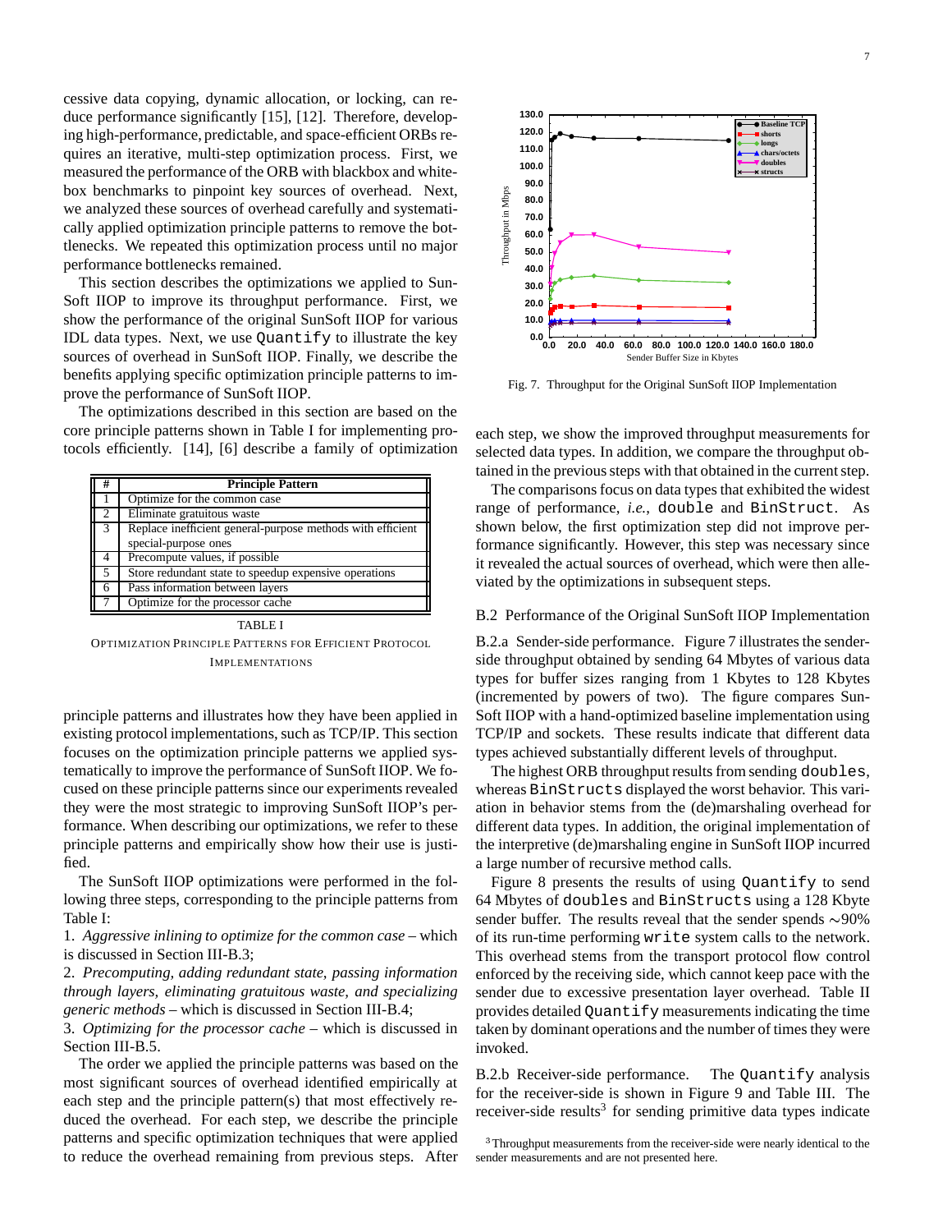cessive data copying, dynamic allocation, or locking, can reduce performance significantly [15], [12]. Therefore, developing high-performance, predictable, and space-efficient ORBs requires an iterative, multi-step optimization process. First, we measured the performance of the ORB with blackbox and whitebox benchmarks to pinpoint key sources of overhead. Next, we analyzed these sources of overhead carefully and systematically applied optimization principle patterns to remove the bottlenecks. We repeated this optimization process until no major performance bottlenecks remained.

This section describes the optimizations we applied to SunSoft IIOP to improve its throughput performance. First, we show the performance of the original SunSoft IIOP for various IDL data types. Next, we use `Quantify` to illustrate the key sources of overhead in SunSoft IIOP. Finally, we describe the benefits applying specific optimization principle patterns to improve the performance of SunSoft IIOP.

The optimizations described in this section are based on the core principle patterns shown in Table I for implementing protocols efficiently. [14], [6] describe a family of optimization principle patterns and illustrates how they have been applied in existing protocol implementations, such as TCP/IP. This section focuses on the optimization principle patterns we applied systematically to improve the performance of SunSoft IIOP. We focused on these principle patterns since our experiments revealed they were the most strategic to improving SunSoft IIOP's performance. When describing our optimizations, we refer to these principle patterns and empirically show how their use is justified.

| # | Principle Pattern |
|---|---|
| 1 | Optimize for the common case |
| 2 | Eliminate gratuitous waste |
| 3 | Replace inefficient general-purpose methods with efficient special-purpose ones |
| 4 | Precompute values, if possible |
| 5 | Store redundant state to speedup expensive operations |
| 6 | Pass information between layers |
| 7 | Optimize for the processor cache |

TABLE I

OPTIMIZATION PRINCIPLE PATTERNS FOR EFFICIENT PROTOCOL IMPLEMENTATIONS

The SunSoft IIOP optimizations were performed in the following three steps, corresponding to the principle patterns from Table I:

1. *Aggressive inlining to optimize for the common case* – which is discussed in Section III-B.3;
2. *Precomputing, adding redundant state, passing information through layers, eliminating gratuitous waste, and specializing generic methods* – which is discussed in Section III-B.4;
3. *Optimizing for the processor cache* – which is discussed in Section III-B.5.

The order we applied the principle patterns was based on the most significant sources of overhead identified empirically at each step and the principle pattern(s) that most effectively reduced the overhead. For each step, we describe the principle patterns and specific optimization techniques that were applied to reduce the overhead remaining from previous steps. After each step, we show the improved throughput measurements for selected data types. In addition, we compare the throughput obtained in the previous steps with that obtained in the current step.

Fig. 7. Throughput for the Original SunSoft IIOP Implementation

The comparisons focus on data types that exhibited the widest range of performance, *i.e.*, `double` and `BinStruct`. As shown below, the first optimization step did not improve performance significantly. However, this step was necessary since it revealed the actual sources of overhead, which were then alleviated by the optimizations in subsequent steps.

### B.2 Performance of the Original SunSoft IIOP Implementation

**B.2.a Sender-side performance.** Figure 7 illustrates the sender-side throughput obtained by sending 64 Mbytes of various data types for buffer sizes ranging from 1 Kbytes to 128 Kbytes (incremented by powers of two). The figure compares SunSoft IIOP with a hand-optimized baseline implementation using TCP/IP and sockets. These results indicate that different data types achieved substantially different levels of throughput.

The highest ORB throughput results from sending `doubles`, whereas `BinStructs` displayed the worst behavior. This variation in behavior stems from the (de)marshaling overhead for different data types. In addition, the original implementation of the interpretive (de)marshaling engine in SunSoft IIOP incurred a large number of recursive method calls.

Figure 8 presents the results of using `Quantify` to send 64 Mbytes of `doubles` and `BinStructs` using a 128 Kbyte sender buffer. The results reveal that the sender spends ∼90% of its run-time performing `write` system calls to the network. This overhead stems from the transport protocol flow control enforced by the receiving side, which cannot keep pace with the sender due to excessive presentation layer overhead. Table II provides detailed `Quantify` measurements indicating the time taken by dominant operations and the number of times they were invoked.

**B.2.b Receiver-side performance.** The `Quantify` analysis for the receiver-side is shown in Figure 9 and Table III. The receiver-side results[3] for sending primitive data types indicate

[3] Throughput measurements from the receiver-side were nearly identical to the sender measurements and are not presented here.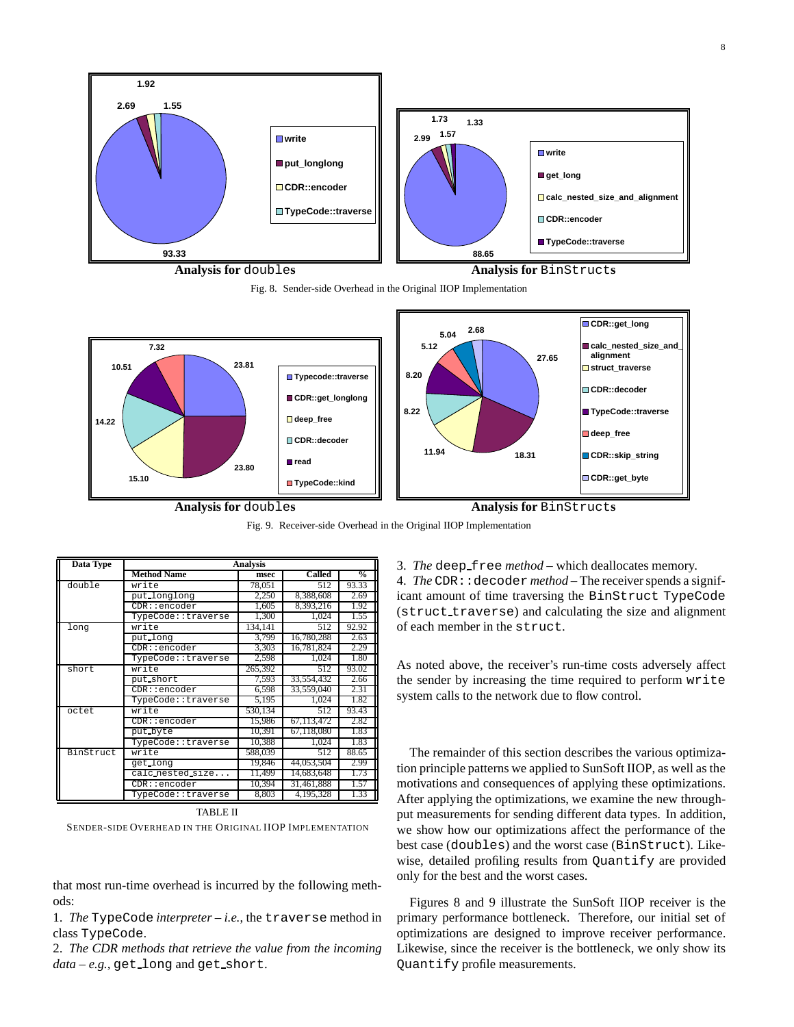Analysis for `doubles`

Analysis for `BinStructs`

Fig. 8. Sender-side Overhead in the Original IIOP Implementation

Analysis for `doubles`

Analysis for `BinStructs`

Fig. 9. Receiver-side Overhead in the Original IIOP Implementation

| Data Type | Analysis | | | |
|---|---|---|---|---|
| | Method Name | msec | Called | % |
| double | write | 78,051 | 512 | 93.33 |
| | put_longlong | 2,250 | 8,388,608 | 2.69 |
| | CDR::encoder | 1,605 | 8,393,216 | 1.92 |
| | TypeCode::traverse | 1,300 | 1,024 | 1.55 |
| long | write | 134,141 | 512 | 92.92 |
| | put_long | 3,799 | 16,780,288 | 2.63 |
| | CDR::encoder | 3,303 | 16,781,824 | 2.29 |
| | TypeCode::traverse | 2,598 | 1,024 | 1.80 |
| short | write | 265,392 | 512 | 93.02 |
| | put_short | 7,593 | 33,554,432 | 2.66 |
| | CDR::encoder | 6,598 | 33,559,040 | 2.31 |
| | TypeCode::traverse | 5,195 | 1,024 | 1.82 |
| octet | write | 530,134 | 512 | 93.43 |
| | CDR::encoder | 15,986 | 67,113,472 | 2.82 |
| | put_byte | 10,391 | 67,118,080 | 1.83 |
| | TypeCode::traverse | 10,388 | 1,024 | 1.83 |
| BinStruct | write | 588,039 | 512 | 88.65 |
| | get_long | 19,846 | 44,053,504 | 2.99 |
| | calc_nested_size... | 11,499 | 14,683,648 | 1.73 |
| | CDR::encoder | 10,394 | 31,461,888 | 1.57 |
| | TypeCode::traverse | 8,803 | 4,195,328 | 1.33 |

TABLE II
SENDER-SIDE OVERHEAD IN THE ORIGINAL IIOP IMPLEMENTATION

that most run-time overhead is incurred by the following methods:

1. *The* `TypeCode` *interpreter – i.e.,* the `traverse` method in class `TypeCode`.
2. *The CDR methods that retrieve the value from the incoming data – e.g.,* `get_long` and `get_short`.
3. *The* `deep_free` *method* – which deallocates memory.
4. *The* `CDR::decoder` *method* – The receiver spends a significant amount of time traversing the `BinStruct TypeCode` (`struct_traverse`) and calculating the size and alignment of each member in the `struct`.

As noted above, the receiver's run-time costs adversely affect the sender by increasing the time required to perform `write` system calls to the network due to flow control.

The remainder of this section describes the various optimization principle patterns we applied to SunSoft IIOP, as well as the motivations and consequences of applying these optimizations. After applying the optimizations, we examine the new throughput measurements for sending different data types. In addition, we show how our optimizations affect the performance of the best case (`doubles`) and the worst case (`BinStruct`). Likewise, detailed profiling results from `Quantify` are provided only for the best and the worst cases.

Figures 8 and 9 illustrate the SunSoft IIOP receiver is the primary performance bottleneck. Therefore, our initial set of optimizations are designed to improve receiver performance. Likewise, since the receiver is the bottleneck, we only show its `Quantify` profile measurements.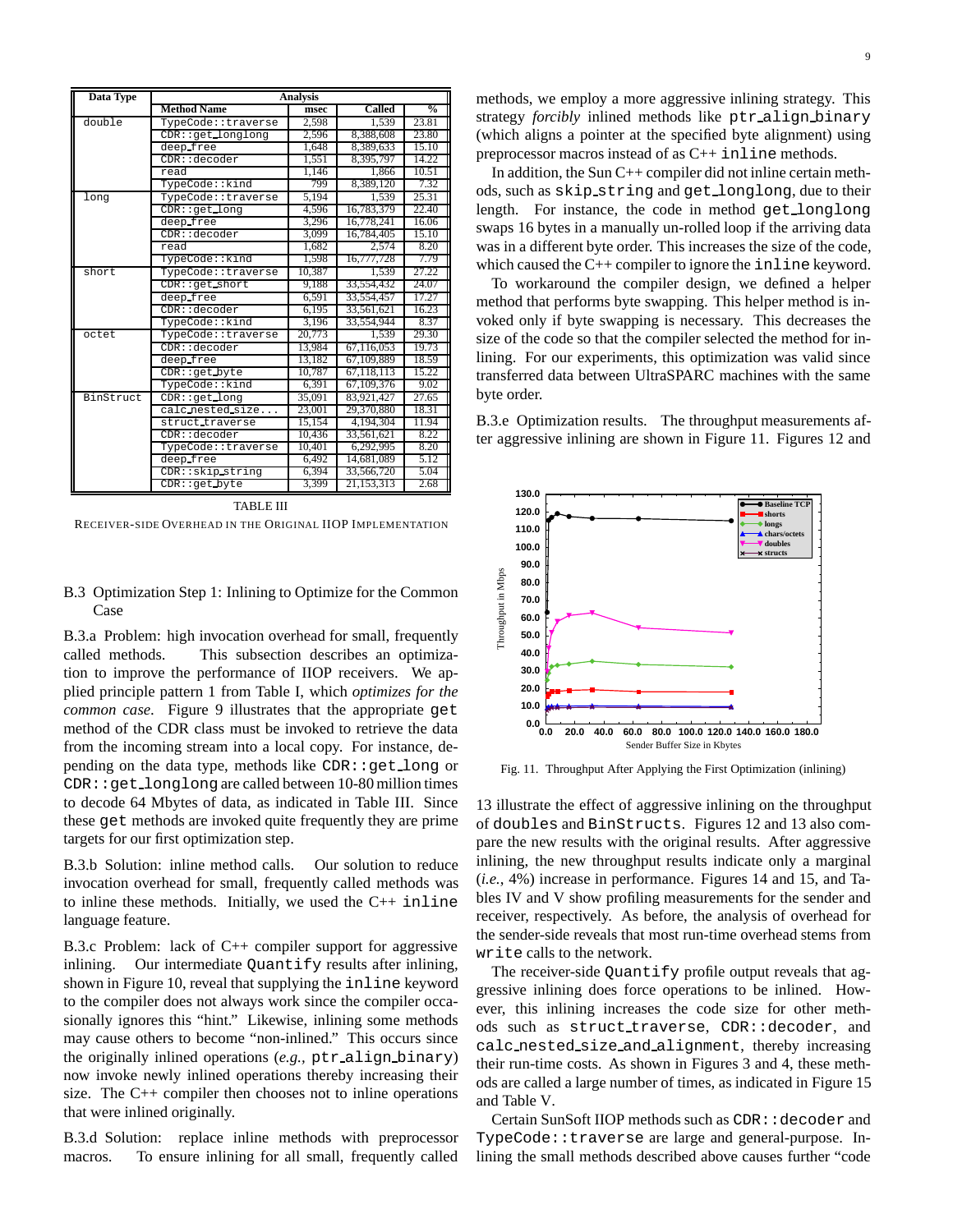| Data Type | Analysis | | | |
|---|---|---|---|---|
| | **Method Name** | **msec** | **Called** | **%** |
| double | TypeCode::traverse | 2,598 | 1,539 | 23.81 |
| | CDR::get_longlong | 2,596 | 8,388,608 | 23.80 |
| | deep_free | 1,648 | 8,389,633 | 15.10 |
| | CDR::decoder | 1,551 | 8,395,797 | 14.22 |
| | read | 1,146 | 1,866 | 10.51 |
| | TypeCode::kind | 799 | 8,389,120 | 7.32 |
| long | TypeCode::traverse | 5,194 | 1,539 | 25.31 |
| | CDR::get_long | 4,596 | 16,783,379 | 22.40 |
| | deep_free | 3,296 | 16,778,241 | 16.06 |
| | CDR::decoder | 3,099 | 16,784,405 | 15.10 |
| | read | 1,682 | 2,574 | 8.20 |
| | TypeCode::kind | 1,598 | 16,777,728 | 7.79 |
| short | TypeCode::traverse | 10,387 | 1,539 | 27.22 |
| | CDR::get_short | 9,188 | 33,554,432 | 24.07 |
| | deep_free | 6,591 | 33,554,457 | 17.27 |
| | CDR::decoder | 6,195 | 33,561,621 | 16.23 |
| | TypeCode::kind | 3,196 | 33,554,944 | 8.37 |
| octet | TypeCode::traverse | 20,773 | 1,539 | 29.30 |
| | CDR::decoder | 13,984 | 67,116,053 | 19.73 |
| | deep_free | 13,182 | 67,109,889 | 18.59 |
| | CDR::get_byte | 10,787 | 67,118,113 | 15.22 |
| | TypeCode::kind | 6,391 | 67,109,376 | 9.02 |
| BinStruct | CDR::get_long | 35,091 | 83,921,427 | 27.65 |
| | calc_nested_size... | 23,001 | 29,370,880 | 18.31 |
| | struct_traverse | 15,154 | 4,194,304 | 11.94 |
| | CDR::decoder | 10,436 | 33,561,621 | 8.22 |
| | TypeCode::traverse | 10,401 | 6,292,995 | 8.20 |
| | deep_free | 6,492 | 14,681,089 | 5.12 |
| | CDR::skip_string | 6,394 | 33,566,720 | 5.04 |
| | CDR::get_byte | 3,399 | 21,153,313 | 2.68 |

TABLE III
RECEIVER-SIDE OVERHEAD IN THE ORIGINAL IIOP IMPLEMENTATION

### B.3 Optimization Step 1: Inlining to Optimize for the Common Case

B.3.a Problem: high invocation overhead for small, frequently called methods. This subsection describes an optimization to improve the performance of IIOP receivers. We applied principle pattern 1 from Table I, which *optimizes for the common case*. Figure 9 illustrates that the appropriate `get` method of the CDR class must be invoked to retrieve the data from the incoming stream into a local copy. For instance, depending on the data type, methods like `CDR::get_long` or `CDR::get_longlong` are called between 10-80 million times to decode 64 Mbytes of data, as indicated in Table III. Since these `get` methods are invoked quite frequently they are prime targets for our first optimization step.

B.3.b Solution: inline method calls. Our solution to reduce invocation overhead for small, frequently called methods was to inline these methods. Initially, we used the C++ `inline` language feature.

B.3.c Problem: lack of C++ compiler support for aggressive inlining. Our intermediate `Quantify` results after inlining, shown in Figure 10, reveal that supplying the `inline` keyword to the compiler does not always work since the compiler occasionally ignores this "hint." Likewise, inlining some methods may cause others to become "non-inlined." This occurs since the originally inlined operations (*e.g.,* `ptr_align_binary`) now invoke newly inlined operations thereby increasing their size. The C++ compiler then chooses not to inline operations that were inlined originally.

B.3.d Solution: replace inline methods with preprocessor macros. To ensure inlining for all small, frequently called methods, we employ a more aggressive inlining strategy. This strategy *forcibly* inlined methods like `ptr_align_binary` (which aligns a pointer at the specified byte alignment) using preprocessor macros instead of as C++ `inline` methods.

In addition, the Sun C++ compiler did not inline certain methods, such as `skip_string` and `get_longlong`, due to their length. For instance, the code in method `get_longlong` swaps 16 bytes in a manually un-rolled loop if the arriving data was in a different byte order. This increases the size of the code, which caused the C++ compiler to ignore the `inline` keyword.

To workaround the compiler design, we defined a helper method that performs byte swapping. This helper method is invoked only if byte swapping is necessary. This decreases the size of the code so that the compiler selected the method for inlining. For our experiments, this optimization was valid since transferred data between UltraSPARC machines with the same byte order.

B.3.e Optimization results. The throughput measurements after aggressive inlining are shown in Figure 11. Figures 12 and 13 illustrate the effect of aggressive inlining on the throughput of `doubles` and `BinStructs`. Figures 12 and 13 also compare the new results with the original results. After aggressive inlining, the new throughput results indicate only a marginal (*i.e.,* 4%) increase in performance. Figures 14 and 15, and Tables IV and V show profiling measurements for the sender and receiver, respectively. As before, the analysis of overhead for the sender-side reveals that most run-time overhead stems from `write` calls to the network.

Fig. 11. Throughput After Applying the First Optimization (inlining)

The receiver-side `Quantify` profile output reveals that aggressive inlining does force operations to be inlined. However, this inlining increases the code size for other methods such as `struct_traverse`, `CDR::decoder`, and `calc_nested_size_and_alignment`, thereby increasing their run-time costs. As shown in Figures 3 and 4, these methods are called a large number of times, as indicated in Figure 15 and Table V.

Certain SunSoft IIOP methods such as `CDR::decoder` and `TypeCode::traverse` are large and general-purpose. Inlining the small methods described above causes further "code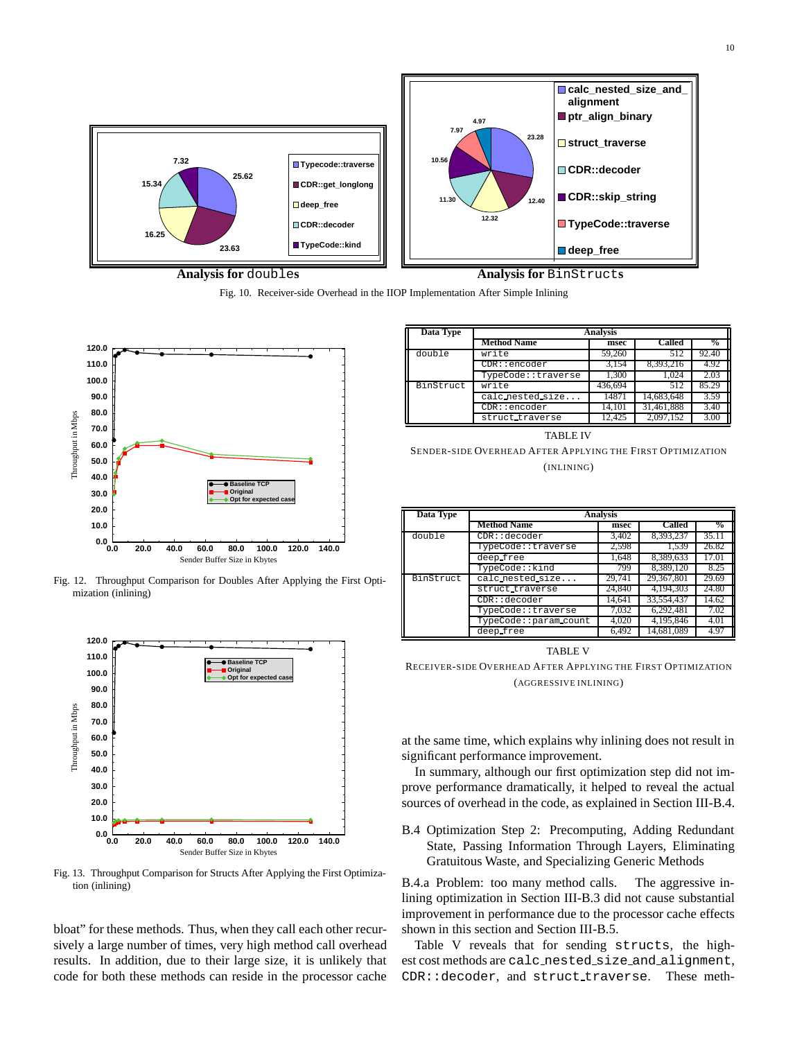**Analysis for** `doubles` **Analysis for** `BinStructs`

Fig. 10. Receiver-side Overhead in the IIOP Implementation After Simple Inlining

Fig. 12. Throughput Comparison for Doubles After Applying the First Optimization (inlining)

Fig. 13. Throughput Comparison for Structs After Applying the First Optimization (inlining)

bloat" for these methods. Thus, when they call each other recursively a large number of times, very high method call overhead results. In addition, due to their large size, it is unlikely that code for both these methods can reside in the processor cache

| Data Type | Analysis | | | |
|---|---|---|---|---|
| | **Method Name** | **msec** | **Called** | **%** |
| `double` | `write` | 59,260 | 512 | 92.40 |
| | `CDR::encoder` | 3,154 | 8,393,216 | 4.92 |
| | `TypeCode::traverse` | 1,300 | 1,024 | 2.03 |
| `BinStruct` | `write` | 436,694 | 512 | 85.29 |
| | `calc_nested_size...` | 14871 | 14,683,648 | 3.59 |
| | `CDR::encoder` | 14,101 | 31,461,888 | 3.40 |
| | `struct_traverse` | 12,425 | 2,097,152 | 3.00 |

TABLE IV

SENDER-SIDE OVERHEAD AFTER APPLYING THE FIRST OPTIMIZATION (INLINING)

| Data Type | Analysis | | | |
|---|---|---|---|---|
| | **Method Name** | **msec** | **Called** | **%** |
| `double` | `CDR::decoder` | 3,402 | 8,393,237 | 35.11 |
| | `TypeCode::traverse` | 2,598 | 1,539 | 26.82 |
| | `deep_free` | 1,648 | 8,389,633 | 17.01 |
| | `TypeCode::kind` | 799 | 8,389,120 | 8.25 |
| `BinStruct` | `calc_nested_size...` | 29,741 | 29,367,801 | 29.69 |
| | `struct_traverse` | 24,840 | 4,194,303 | 24.80 |
| | `CDR::decoder` | 14,641 | 33,554,437 | 14.62 |
| | `TypeCode::traverse` | 7,032 | 6,292,481 | 7.02 |
| | `TypeCode::param_count` | 4,020 | 4,195,846 | 4.01 |
| | `deep_free` | 6,492 | 14,681,089 | 4.97 |

TABLE V

RECEIVER-SIDE OVERHEAD AFTER APPLYING THE FIRST OPTIMIZATION (AGGRESSIVE INLINING)

at the same time, which explains why inlining does not result in significant performance improvement.

In summary, although our first optimization step did not improve performance dramatically, it helped to reveal the actual sources of overhead in the code, as explained in Section III-B.4.

### B.4 Optimization Step 2: Precomputing, Adding Redundant State, Passing Information Through Layers, Eliminating Gratuitous Waste, and Specializing Generic Methods

B.4.a Problem: too many method calls. The aggressive inlining optimization in Section III-B.3 did not cause substantial improvement in performance due to the processor cache effects shown in this section and Section III-B.5.

Table V reveals that for sending `structs`, the highest cost methods are `calc_nested_size_and_alignment`, `CDR::decoder`, and `struct_traverse`. These meth-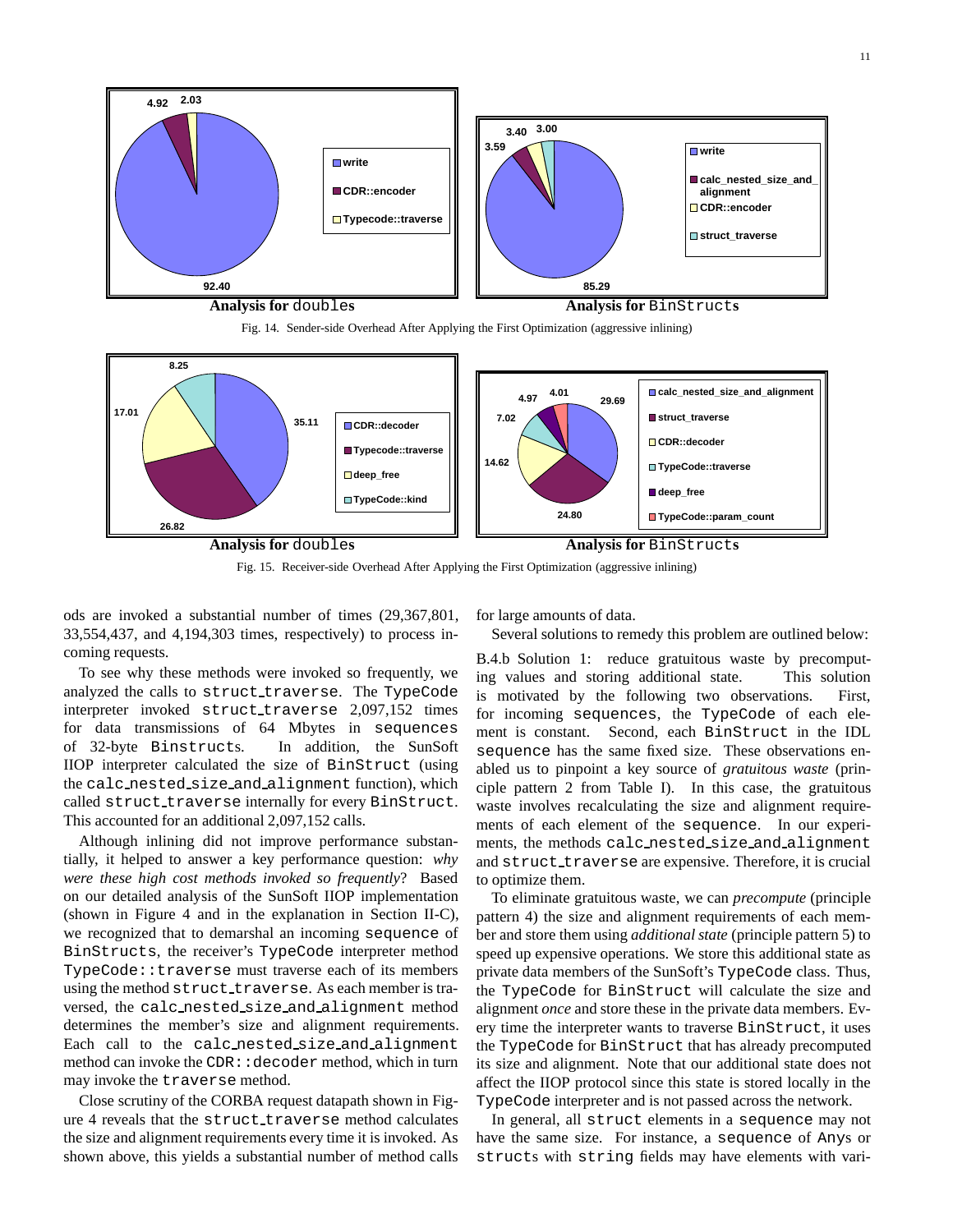Analysis for doubles

Analysis for BinStructs

Fig. 14. Sender-side Overhead After Applying the First Optimization (aggressive inlining)

Analysis for doubles

Analysis for BinStructs

Fig. 15. Receiver-side Overhead After Applying the First Optimization (aggressive inlining)

ods are invoked a substantial number of times (29,367,801, 33,554,437, and 4,194,303 times, respectively) to process incoming requests.

To see why these methods were invoked so frequently, we analyzed the calls to `struct_traverse`. The `TypeCode` interpreter invoked `struct_traverse` 2,097,152 times for data transmissions of 64 Mbytes in `sequences` of 32-byte `Binstructs`. In addition, the SunSoft IIOP interpreter calculated the size of `BinStruct` (using the `calc_nested_size_and_alignment` function), which called `struct_traverse` internally for every `BinStruct`. This accounted for an additional 2,097,152 calls.

Although inlining did not improve performance substantially, it helped to answer a key performance question: *why were these high cost methods invoked so frequently*? Based on our detailed analysis of the SunSoft IIOP implementation (shown in Figure 4 and in the explanation in Section II-C), we recognized that to demarshal an incoming `sequence` of `BinStructs`, the receiver's `TypeCode` interpreter method `TypeCode::traverse` must traverse each of its members using the method `struct_traverse`. As each member is traversed, the `calc_nested_size_and_alignment` method determines the member's size and alignment requirements. Each call to the `calc_nested_size_and_alignment` method can invoke the `CDR::decoder` method, which in turn may invoke the `traverse` method.

Close scrutiny of the CORBA request datapath shown in Figure 4 reveals that the `struct_traverse` method calculates the size and alignment requirements every time it is invoked. As shown above, this yields a substantial number of method calls for large amounts of data.

Several solutions to remedy this problem are outlined below:

B.4.b Solution 1: reduce gratuitous waste by precomputing values and storing additional state. This solution is motivated by the following two observations. First, for incoming `sequences`, the `TypeCode` of each element is constant. Second, each `BinStruct` in the IDL `sequence` has the same fixed size. These observations enabled us to pinpoint a key source of *gratuitous waste* (principle pattern 2 from Table I). In this case, the gratuitous waste involves recalculating the size and alignment requirements of each element of the `sequence`. In our experiments, the methods `calc_nested_size_and_alignment` and `struct_traverse` are expensive. Therefore, it is crucial to optimize them.

To eliminate gratuitous waste, we can *precompute* (principle pattern 4) the size and alignment requirements of each member and store them using *additional state* (principle pattern 5) to speed up expensive operations. We store this additional state as private data members of the SunSoft's `TypeCode` class. Thus, the `TypeCode` for `BinStruct` will calculate the size and alignment *once* and store these in the private data members. Every time the interpreter wants to traverse `BinStruct`, it uses the `TypeCode` for `BinStruct` that has already precomputed its size and alignment. Note that our additional state does not affect the IIOP protocol since this state is stored locally in the `TypeCode` interpreter and is not passed across the network.

In general, all `struct` elements in a `sequence` may not have the same size. For instance, a `sequence` of `Any`s or `struct`s with `string` fields may have elements with vari-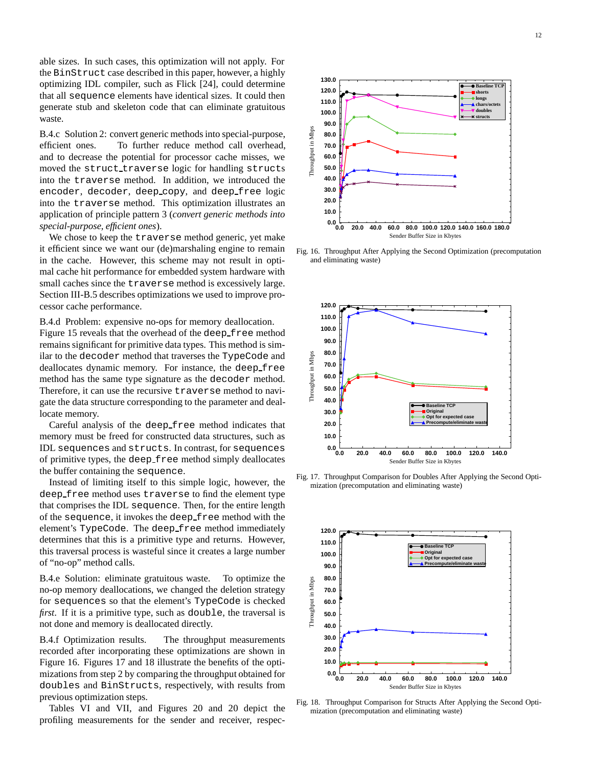able sizes. In such cases, this optimization will not apply. For the BinStruct case described in this paper, however, a highly optimizing IDL compiler, such as Flick [24], could determine that all sequence elements have identical sizes. It could then generate stub and skeleton code that can eliminate gratuitous waste.

B.4.c Solution 2: convert generic methods into special-purpose, efficient ones. To further reduce method call overhead, and to decrease the potential for processor cache misses, we moved the struct_traverse logic for handling structs into the traverse method. In addition, we introduced the encoder, decoder, deep_copy, and deep_free logic into the traverse method. This optimization illustrates an application of principle pattern 3 (*convert generic methods into special-purpose, efficient ones*).

We chose to keep the traverse method generic, yet make it efficient since we want our (de)marshaling engine to remain in the cache. However, this scheme may not result in optimal cache hit performance for embedded system hardware with small caches since the traverse method is excessively large. Section III-B.5 describes optimizations we used to improve processor cache performance.

B.4.d Problem: expensive no-ops for memory deallocation. Figure 15 reveals that the overhead of the deep_free method remains significant for primitive data types. This method is similar to the decoder method that traverses the TypeCode and deallocates dynamic memory. For instance, the deep_free method has the same type signature as the decoder method. Therefore, it can use the recursive traverse method to navigate the data structure corresponding to the parameter and deallocate memory.

Careful analysis of the deep_free method indicates that memory must be freed for constructed data structures, such as IDL sequences and structs. In contrast, for sequences of primitive types, the deep_free method simply deallocates the buffer containing the sequence.

Instead of limiting itself to this simple logic, however, the deep_free method uses traverse to find the element type that comprises the IDL sequence. Then, for the entire length of the sequence, it invokes the deep_free method with the element's TypeCode. The deep_free method immediately determines that this is a primitive type and returns. However, this traversal process is wasteful since it creates a large number of "no-op" method calls.

B.4.e Solution: eliminate gratuitous waste. To optimize the no-op memory deallocations, we changed the deletion strategy for sequences so that the element's TypeCode is checked *first*. If it is a primitive type, such as double, the traversal is not done and memory is deallocated directly.

B.4.f Optimization results. The throughput measurements recorded after incorporating these optimizations are shown in Figure 16. Figures 17 and 18 illustrate the benefits of the optimizations from step 2 by comparing the throughput obtained for doubles and BinStructs, respectively, with results from previous optimization steps.

Tables VI and VII, and Figures 20 and 20 depict the profiling measurements for the sender and receiver, respec-

Fig. 16. Throughput After Applying the Second Optimization (precomputation and eliminating waste)

Fig. 17. Throughput Comparison for Doubles After Applying the Second Optimization (precomputation and eliminating waste)

Fig. 18. Throughput Comparison for Structs After Applying the Second Optimization (precomputation and eliminating waste)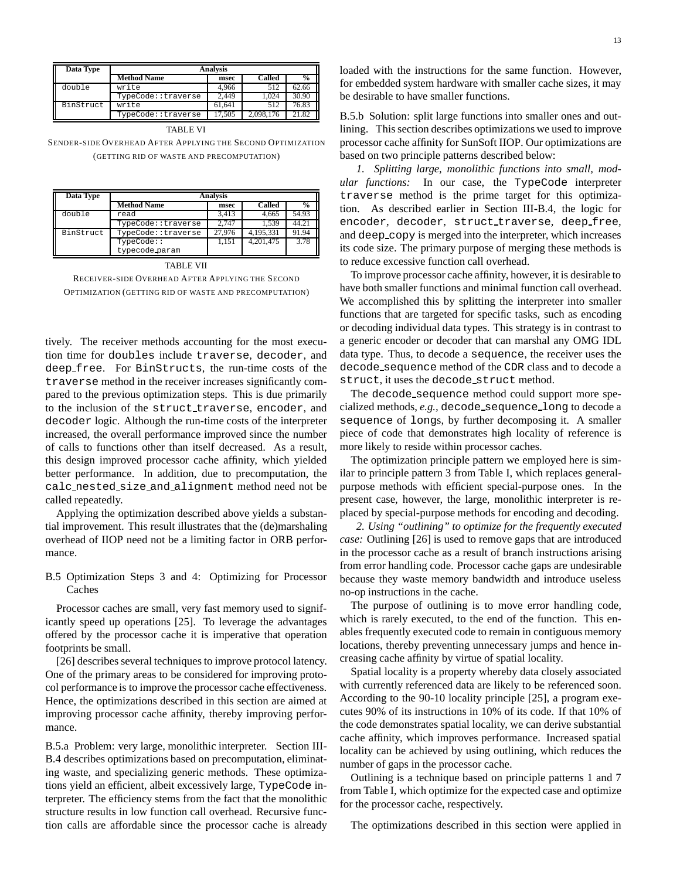| Data Type | Analysis | | | |
|---|---|---|---|---|
| | **Method Name** | **msec** | **Called** | **%** |
| double | write | 4,966 | 512 | 62.66 |
| | TypeCode::traverse | 2,449 | 1,024 | 30.90 |
| BinStruct | write | 61,641 | 512 | 76.83 |
| | TypeCode::traverse | 17,505 | 2,098,176 | 21.82 |

TABLE VI

SENDER-SIDE OVERHEAD AFTER APPLYING THE SECOND OPTIMIZATION (GETTING RID OF WASTE AND PRECOMPUTATION)

| Data Type | Analysis | | | |
|---|---|---|---|---|
| | **Method Name** | **msec** | **Called** | **%** |
| double | read | 3,413 | 4,665 | 54.93 |
| | TypeCode::traverse | 2,747 | 1,539 | 44.21 |
| BinStruct | TypeCode::traverse | 27,976 | 4,195,331 | 91.94 |
| | TypeCode:: typecode_param | 1,151 | 4,201,475 | 3.78 |

TABLE VII

RECEIVER-SIDE OVERHEAD AFTER APPLYING THE SECOND OPTIMIZATION (GETTING RID OF WASTE AND PRECOMPUTATION)

tively. The receiver methods accounting for the most execution time for doubles include traverse, decoder, and deep_free. For BinStructs, the run-time costs of the traverse method in the receiver increases significantly compared to the previous optimization steps. This is due primarily to the inclusion of the struct_traverse, encoder, and decoder logic. Although the run-time costs of the interpreter increased, the overall performance improved since the number of calls to functions other than itself decreased. As a result, this design improved processor cache affinity, which yielded better performance. In addition, due to precomputation, the calc_nested_size_and_alignment method need not be called repeatedly.

Applying the optimization described above yields a substantial improvement. This result illustrates that the (de)marshaling overhead of IIOP need not be a limiting factor in ORB performance.

### B.5 Optimization Steps 3 and 4: Optimizing for Processor Caches

Processor caches are small, very fast memory used to significantly speed up operations [25]. To leverage the advantages offered by the processor cache it is imperative that operation footprints be small.

[26] describes several techniques to improve protocol latency. One of the primary areas to be considered for improving protocol performance is to improve the processor cache effectiveness. Hence, the optimizations described in this section are aimed at improving processor cache affinity, thereby improving performance.

B.5.a Problem: very large, monolithic interpreter. Section III-B.4 describes optimizations based on precomputation, eliminating waste, and specializing generic methods. These optimizations yield an efficient, albeit excessively large, TypeCode interpreter. The efficiency stems from the fact that the monolithic structure results in low function call overhead. Recursive function calls are affordable since the processor cache is already loaded with the instructions for the same function. However, for embedded system hardware with smaller cache sizes, it may be desirable to have smaller functions.

B.5.b Solution: split large functions into smaller ones and outlining. This section describes optimizations we used to improve processor cache affinity for SunSoft IIOP. Our optimizations are based on two principle patterns described below:

*1. Splitting large, monolithic functions into small, modular functions:* In our case, the TypeCode interpreter traverse method is the prime target for this optimization. As described earlier in Section III-B.4, the logic for encoder, decoder, struct_traverse, deep_free, and deep_copy is merged into the interpreter, which increases its code size. The primary purpose of merging these methods is to reduce excessive function call overhead.

To improve processor cache affinity, however, it is desirable to have both smaller functions and minimal function call overhead. We accomplished this by splitting the interpreter into smaller functions that are targeted for specific tasks, such as encoding or decoding individual data types. This strategy is in contrast to a generic encoder or decoder that can marshal any OMG IDL data type. Thus, to decode a sequence, the receiver uses the decode_sequence method of the CDR class and to decode a struct, it uses the decode_struct method.

The decode_sequence method could support more specialized methods, *e.g.*, decode_sequence_long to decode a sequence of longs, by further decomposing it. A smaller piece of code that demonstrates high locality of reference is more likely to reside within processor caches.

The optimization principle pattern we employed here is similar to principle pattern 3 from Table I, which replaces general-purpose methods with efficient special-purpose ones. In the present case, however, the large, monolithic interpreter is replaced by special-purpose methods for encoding and decoding.

*2. Using "outlining" to optimize for the frequently executed case:* Outlining [26] is used to remove gaps that are introduced in the processor cache as a result of branch instructions arising from error handling code. Processor cache gaps are undesirable because they waste memory bandwidth and introduce useless no-op instructions in the cache.

The purpose of outlining is to move error handling code, which is rarely executed, to the end of the function. This enables frequently executed code to remain in contiguous memory locations, thereby preventing unnecessary jumps and hence increasing cache affinity by virtue of spatial locality.

Spatial locality is a property whereby data closely associated with currently referenced data are likely to be referenced soon. According to the 90-10 locality principle [25], a program executes 90% of its instructions in 10% of its code. If that 10% of the code demonstrates spatial locality, we can derive substantial cache affinity, which improves performance. Increased spatial locality can be achieved by using outlining, which reduces the number of gaps in the processor cache.

Outlining is a technique based on principle patterns 1 and 7 from Table I, which optimize for the expected case and optimize for the processor cache, respectively.

The optimizations described in this section were applied in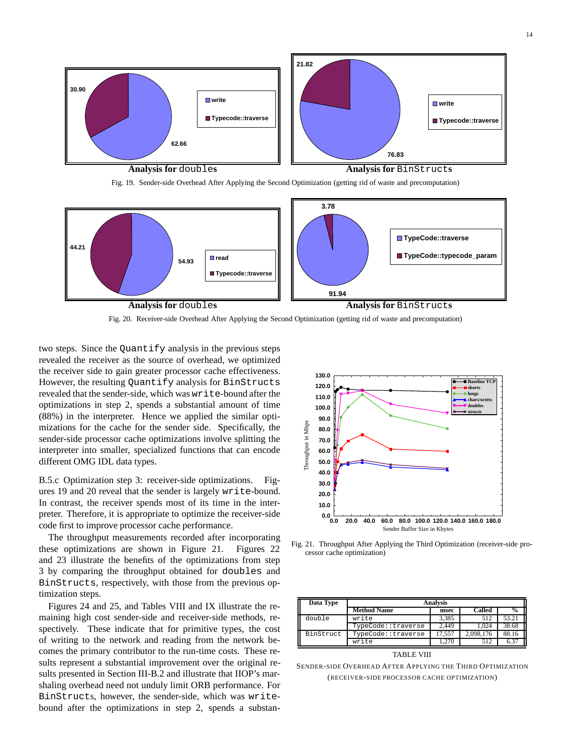Fig. 19. Sender-side Overhead After Applying the Second Optimization (getting rid of waste and precomputation)

Fig. 20. Receiver-side Overhead After Applying the Second Optimization (getting rid of waste and precomputation)

two steps. Since the Quantify analysis in the previous steps revealed the receiver as the source of overhead, we optimized the receiver side to gain greater processor cache effectiveness. However, the resulting Quantify analysis for BinStructs revealed that the sender-side, which was write-bound after the optimizations in step 2, spends a substantial amount of time (88%) in the interpreter. Hence we applied the similar optimizations for the cache for the sender side. Specifically, the sender-side processor cache optimizations involve splitting the interpreter into smaller, specialized functions that can encode different OMG IDL data types.

B.5.c Optimization step 3: receiver-side optimizations. Figures 19 and 20 reveal that the sender is largely write-bound. In contrast, the receiver spends most of its time in the interpreter. Therefore, it is appropriate to optimize the receiver-side code first to improve processor cache performance.

The throughput measurements recorded after incorporating these optimizations are shown in Figure 21. Figures 22 and 23 illustrate the benefits of the optimizations from step 3 by comparing the throughput obtained for doubles and BinStructs, respectively, with those from the previous optimization steps.

Figures 24 and 25, and Tables VIII and IX illustrate the remaining high cost sender-side and receiver-side methods, respectively. These indicate that for primitive types, the cost of writing to the network and reading from the network becomes the primary contributor to the run-time costs. These results represent a substantial improvement over the original results presented in Section III-B.2 and illustrate that IIOP's marshaling overhead need not unduly limit ORB performance. For BinStructs, however, the sender-side, which was write-bound after the optimizations in step 2, spends a substan-

Fig. 21. Throughput After Applying the Third Optimization (receiver-side processor cache optimization)

| Data Type | Method Name | msec | Called | % |
|---|---|---|---|---|
| double | write | 3,385 | 512 | 53.21 |
| | TypeCode::traverse | 2,449 | 1,024 | 38.68 |
| BinStruct | TypeCode::traverse | 17,557 | 2,098,176 | 88.16 |
| | write | 1,270 | 512 | 6.37 |

TABLE VIII

SENDER-SIDE OVERHEAD AFTER APPLYING THE THIRD OPTIMIZATION (RECEIVER-SIDE PROCESSOR CACHE OPTIMIZATION)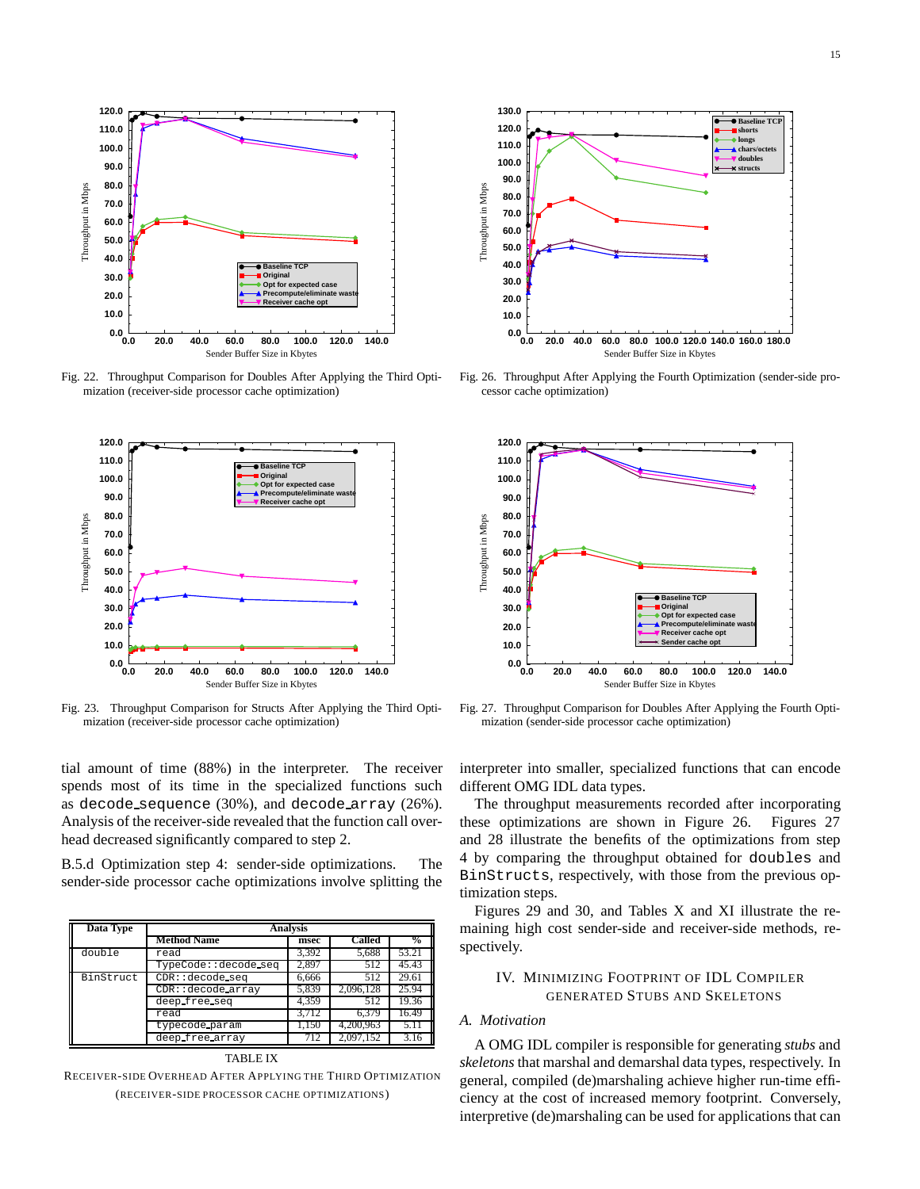Fig. 22. Throughput Comparison for Doubles After Applying the Third Optimization (receiver-side processor cache optimization)

Fig. 26. Throughput After Applying the Fourth Optimization (sender-side processor cache optimization)

Fig. 23. Throughput Comparison for Structs After Applying the Third Optimization (receiver-side processor cache optimization)

Fig. 27. Throughput Comparison for Doubles After Applying the Fourth Optimization (sender-side processor cache optimization)

tial amount of time (88%) in the interpreter. The receiver spends most of its time in the specialized functions such as `decode_sequence` (30%), and `decode_array` (26%). Analysis of the receiver-side revealed that the function call overhead decreased significantly compared to step 2.

B.5.d Optimization step 4: sender-side optimizations. The sender-side processor cache optimizations involve splitting the interpreter into smaller, specialized functions that can encode different OMG IDL data types.

| Data Type | Analysis | | | |
|---|---|---|---|---|
| | Method Name | msec | Called | % |
| `double` | `read` | 3,392 | 5,688 | 53.21 |
| | `TypeCode::decode_seq` | 2,897 | 512 | 45.43 |
| `BinStruct` | `CDR::decode_seq` | 6,666 | 512 | 29.61 |
| | `CDR::decode_array` | 5,839 | 2,096,128 | 25.94 |
| | `deep_free_seq` | 4,359 | 512 | 19.36 |
| | `read` | 3,712 | 6,379 | 16.49 |
| | `typecode_param` | 1,150 | 4,200,963 | 5.11 |
| | `deep_free_array` | 712 | 2,097,152 | 3.16 |

TABLE IX
RECEIVER-SIDE OVERHEAD AFTER APPLYING THE THIRD OPTIMIZATION (RECEIVER-SIDE PROCESSOR CACHE OPTIMIZATIONS)

The throughput measurements recorded after incorporating these optimizations are shown in Figure 26. Figures 27 and 28 illustrate the benefits of the optimizations from step 4 by comparing the throughput obtained for `doubles` and `BinStructs`, respectively, with those from the previous optimization steps.

Figures 29 and 30, and Tables X and XI illustrate the remaining high cost sender-side and receiver-side methods, respectively.

## IV. Minimizing Footprint of IDL Compiler Generated Stubs and Skeletons

### A. Motivation

A OMG IDL compiler is responsible for generating *stubs* and *skeletons* that marshal and demarshal data types, respectively. In general, compiled (de)marshaling achieve higher run-time efficiency at the cost of increased memory footprint. Conversely, interpretive (de)marshaling can be used for applications that can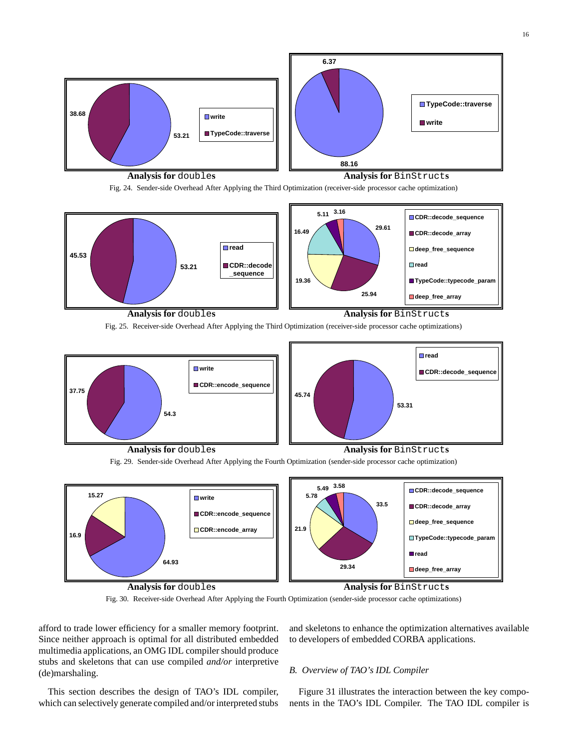Analysis for `doubles` — Analysis for `BinStructs`

Fig. 24. Sender-side Overhead After Applying the Third Optimization (receiver-side processor cache optimization)

Analysis for `doubles` — Analysis for `BinStructs`

Fig. 25. Receiver-side Overhead After Applying the Third Optimization (receiver-side processor cache optimizations)

Analysis for `doubles` — Analysis for `BinStructs`

Fig. 29. Sender-side Overhead After Applying the Fourth Optimization (sender-side processor cache optimization)

Analysis for `doubles` — Analysis for `BinStructs`

Fig. 30. Receiver-side Overhead After Applying the Fourth Optimization (sender-side processor cache optimizations)

afford to trade lower efficiency for a smaller memory footprint. Since neither approach is optimal for all distributed embedded multimedia applications, an OMG IDL compiler should produce stubs and skeletons that can use compiled *and/or* interpretive (de)marshaling.

This section describes the design of TAO's IDL compiler, which can selectively generate compiled and/or interpreted stubs and skeletons to enhance the optimization alternatives available to developers of embedded CORBA applications.

### *B. Overview of TAO's IDL Compiler*

Figure 31 illustrates the interaction between the key components in the TAO's IDL Compiler. The TAO IDL compiler is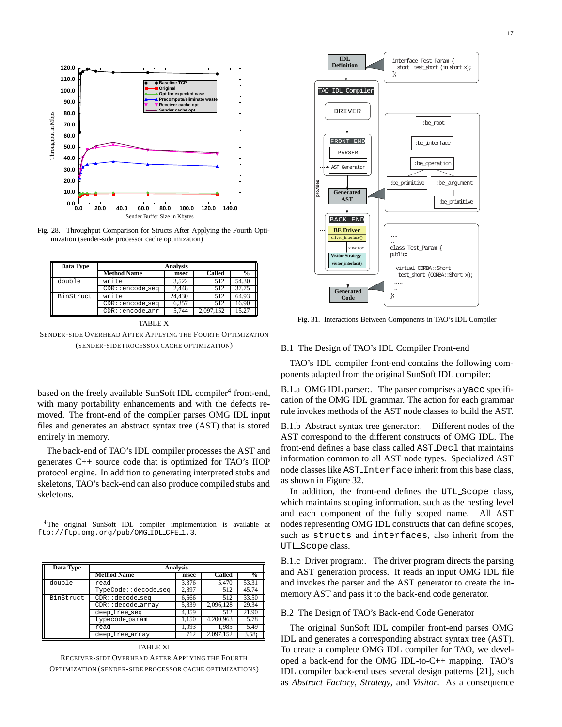Fig. 28. Throughput Comparison for Structs After Applying the Fourth Optimization (sender-side processor cache optimization)

| Data Type | Analysis | | | |
|---|---|---|---|---|
| | Method Name | msec | Called | % |
| double | write | 3,522 | 512 | 54.30 |
| | CDR::encode_seq | 2,448 | 512 | 37.75 |
| BinStruct | write | 24,430 | 512 | 64.93 |
| | CDR::encode_seq | 6,357 | 512 | 16.90 |
| | CDR::encode_arr | 5,744 | 2,097,152 | 15.27 |

TABLE X

SENDER-SIDE OVERHEAD AFTER APPLYING THE FOURTH OPTIMIZATION (SENDER-SIDE PROCESSOR CACHE OPTIMIZATION)

based on the freely available SunSoft IDL compiler[4] front-end, with many portability enhancements and with the defects removed. The front-end of the compiler parses OMG IDL input files and generates an abstract syntax tree (AST) that is stored entirely in memory.

The back-end of TAO's IDL compiler processes the AST and generates C++ source code that is optimized for TAO's IIOP protocol engine. In addition to generating interpreted stubs and skeletons, TAO's back-end can also produce compiled stubs and skeletons.

[4] The original SunSoft IDL compiler implementation is available at `ftp://ftp.omg.org/pub/OMG_IDL_CFE_1.3`.

| Data Type | Analysis | | | |
|---|---|---|---|---|
| | Method Name | msec | Called | % |
| double | read | 3,376 | 5,470 | 53.31 |
| | TypeCode::decode_seq | 2,897 | 512 | 45.74 |
| BinStruct | CDR::decode_seq | 6,666 | 512 | 33.50 |
| | CDR::decode_array | 5,839 | 2,096,128 | 29.34 |
| | deep_free_seq | 4,359 | 512 | 21.90 |
| | typecode_param | 1,150 | 4,200,963 | 5.78 |
| | read | 1,093 | 1,985 | 5.49 |
| | deep_free_array | 712 | 2,097,152 | 3.58 |

TABLE XI

RECEIVER-SIDE OVERHEAD AFTER APPLYING THE FOURTH OPTIMIZATION (SENDER-SIDE PROCESSOR CACHE OPTIMIZATIONS)

Fig. 31. Interactions Between Components in TAO's IDL Compiler

### B.1 The Design of TAO's IDL Compiler Front-end

TAO's IDL compiler front-end contains the following components adapted from the original SunSoft IDL compiler:

B.1.a OMG IDL parser:. The parser comprises a `yacc` specification of the OMG IDL grammar. The action for each grammar rule invokes methods of the AST node classes to build the AST.

B.1.b Abstract syntax tree generator:. Different nodes of the AST correspond to the different constructs of OMG IDL. The front-end defines a base class called `AST_Decl` that maintains information common to all AST node types. Specialized AST node classes like `AST_Interface` inherit from this base class, as shown in Figure 32.

In addition, the front-end defines the `UTL_Scope` class, which maintains scoping information, such as the nesting level and each component of the fully scoped name. All AST nodes representing OMG IDL constructs that can define scopes, such as `structs` and `interfaces`, also inherit from the `UTL_Scope` class.

B.1.c Driver program:. The driver program directs the parsing and AST generation process. It reads an input OMG IDL file and invokes the parser and the AST generator to create the in-memory AST and pass it to the back-end code generator.

### B.2 The Design of TAO's Back-end Code Generator

The original SunSoft IDL compiler front-end parses OMG IDL and generates a corresponding abstract syntax tree (AST). To create a complete OMG IDL compiler for TAO, we developed a back-end for the OMG IDL-to-C++ mapping. TAO's IDL compiler back-end uses several design patterns [21], such as *Abstract Factory*, *Strategy*, and *Visitor*. As a consequence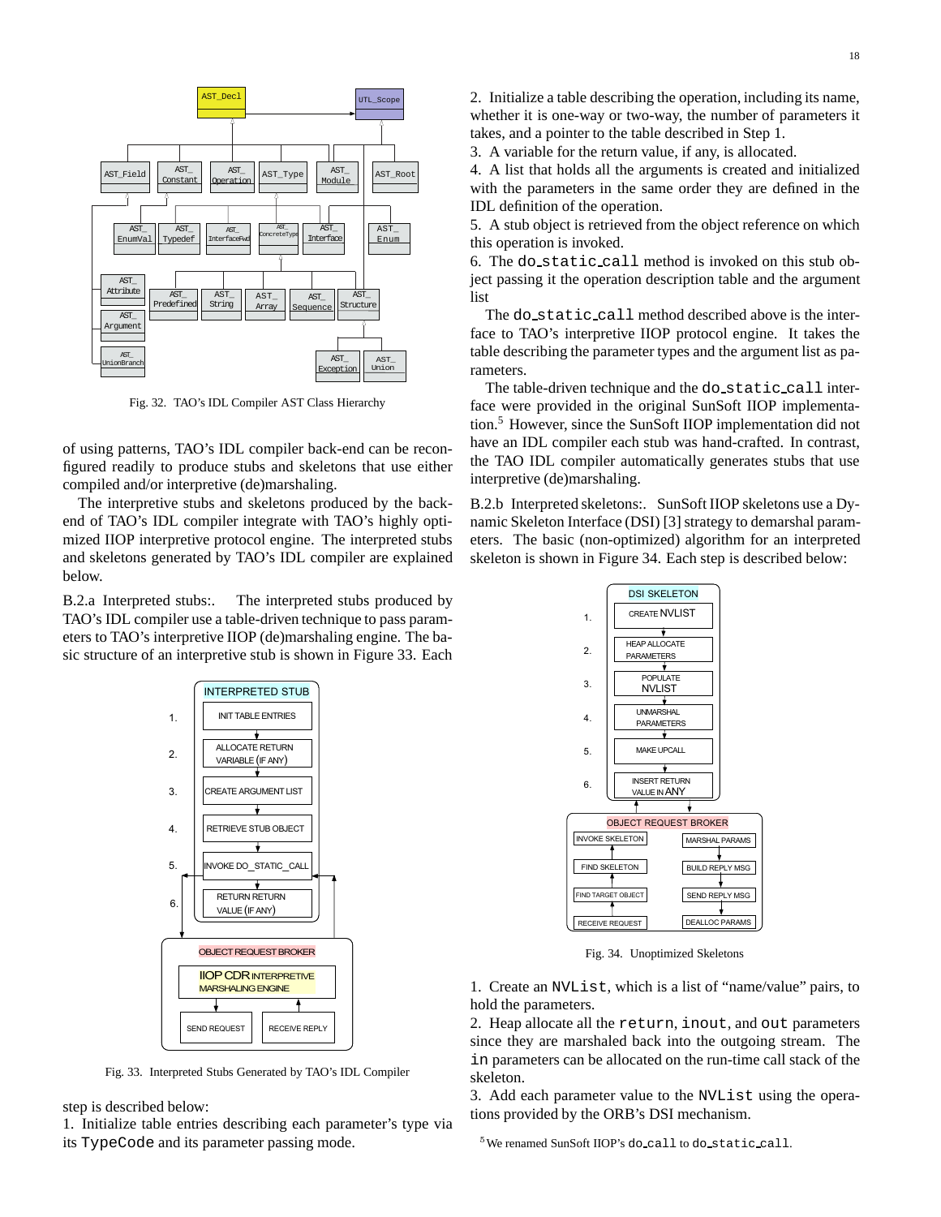Fig. 32. TAO's IDL Compiler AST Class Hierarchy

of using patterns, TAO's IDL compiler back-end can be reconfigured readily to produce stubs and skeletons that use either compiled and/or interpretive (de)marshaling.

The interpretive stubs and skeletons produced by the back-end of TAO's IDL compiler integrate with TAO's highly optimized IIOP interpretive protocol engine. The interpreted stubs and skeletons generated by TAO's IDL compiler are explained below.

B.2.a Interpreted stubs:. The interpreted stubs produced by TAO's IDL compiler use a table-driven technique to pass parameters to TAO's interpretive IIOP (de)marshaling engine. The basic structure of an interpretive stub is shown in Figure 33. Each step is described below:

Fig. 33. Interpreted Stubs Generated by TAO's IDL Compiler

1. Initialize table entries describing each parameter's type via its `TypeCode` and its parameter passing mode.
2. Initialize a table describing the operation, including its name, whether it is one-way or two-way, the number of parameters it takes, and a pointer to the table described in Step 1.
3. A variable for the return value, if any, is allocated.
4. A list that holds all the arguments is created and initialized with the parameters in the same order they are defined in the IDL definition of the operation.
5. A stub object is retrieved from the object reference on which this operation is invoked.
6. The `do_static_call` method is invoked on this stub object passing it the operation description table and the argument list

The `do_static_call` method described above is the interface to TAO's interpretive IIOP protocol engine. It takes the table describing the parameter types and the argument list as parameters.

The table-driven technique and the `do_static_call` interface were provided in the original SunSoft IIOP implementation.[5] However, since the SunSoft IIOP implementation did not have an IDL compiler each stub was hand-crafted. In contrast, the TAO IDL compiler automatically generates stubs that use interpretive (de)marshaling.

B.2.b Interpreted skeletons:. SunSoft IIOP skeletons use a Dynamic Skeleton Interface (DSI) [3] strategy to demarshal parameters. The basic (non-optimized) algorithm for an interpreted skeleton is shown in Figure 34. Each step is described below:

Fig. 34. Unoptimized Skeletons

1. Create an `NVList`, which is a list of "name/value" pairs, to hold the parameters.
2. Heap allocate all the `return`, `inout`, and `out` parameters since they are marshaled back into the outgoing stream. The `in` parameters can be allocated on the run-time call stack of the skeleton.
3. Add each parameter value to the `NVList` using the operations provided by the ORB's DSI mechanism.

[5] We renamed SunSoft IIOP's `do_call` to `do_static_call`.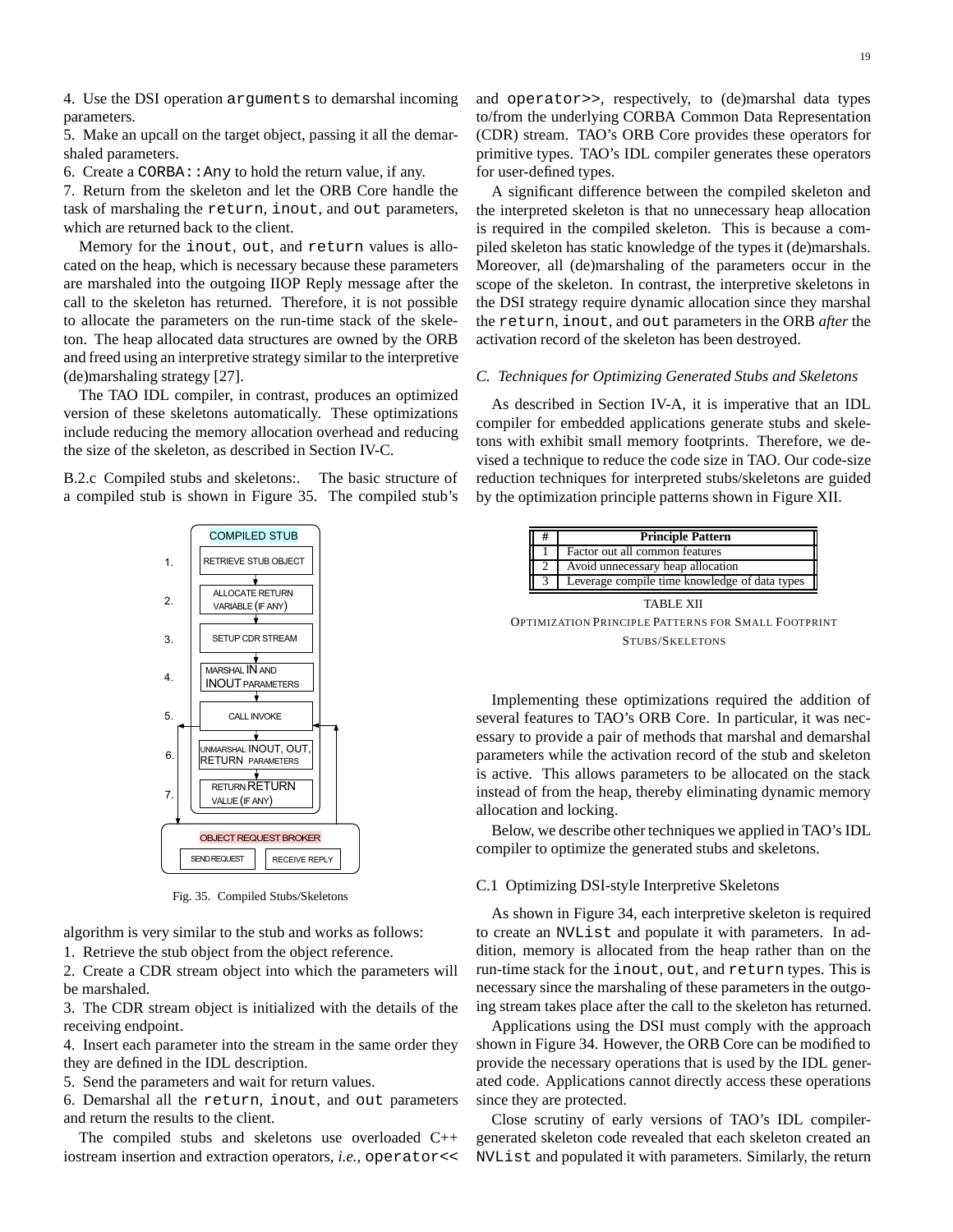4. Use the DSI operation `arguments` to demarshal incoming parameters.
5. Make an upcall on the target object, passing it all the demarshaled parameters.
6. Create a `CORBA::Any` to hold the return value, if any.
7. Return from the skeleton and let the ORB Core handle the task of marshaling the `return`, `inout`, and `out` parameters, which are returned back to the client.

Memory for the `inout`, `out`, and `return` values is allocated on the heap, which is necessary because these parameters are marshaled into the outgoing IIOP Reply message after the call to the skeleton has returned. Therefore, it is not possible to allocate the parameters on the run-time stack of the skeleton. The heap allocated data structures are owned by the ORB and freed using an interpretive strategy similar to the interpretive (de)marshaling strategy [27].

The TAO IDL compiler, in contrast, produces an optimized version of these skeletons automatically. These optimizations include reducing the memory allocation overhead and reducing the size of the skeleton, as described in Section IV-C.

B.2.c Compiled stubs and skeletons:. The basic structure of a compiled stub is shown in Figure 35. The compiled stub's algorithm is very similar to the stub and works as follows:

Fig. 35. Compiled Stubs/Skeletons

1. Retrieve the stub object from the object reference.
2. Create a CDR stream object into which the parameters will be marshaled.
3. The CDR stream object is initialized with the details of the receiving endpoint.
4. Insert each parameter into the stream in the same order they they are defined in the IDL description.
5. Send the parameters and wait for return values.
6. Demarshal all the `return`, `inout`, and `out` parameters and return the results to the client.

The compiled stubs and skeletons use overloaded C++ iostream insertion and extraction operators, *i.e.*, `operator<<` and `operator>>`, respectively, to (de)marshal data types to/from the underlying CORBA Common Data Representation (CDR) stream. TAO's ORB Core provides these operators for primitive types. TAO's IDL compiler generates these operators for user-defined types.

A significant difference between the compiled skeleton and the interpreted skeleton is that no unnecessary heap allocation is required in the compiled skeleton. This is because a compiled skeleton has static knowledge of the types it (de)marshals. Moreover, all (de)marshaling of the parameters occur in the scope of the skeleton. In contrast, the interpretive skeletons in the DSI strategy require dynamic allocation since they marshal the `return`, `inout`, and `out` parameters in the ORB *after* the activation record of the skeleton has been destroyed.

### C. Techniques for Optimizing Generated Stubs and Skeletons

As described in Section IV-A, it is imperative that an IDL compiler for embedded applications generate stubs and skeletons with exhibit small memory footprints. Therefore, we devised a technique to reduce the code size in TAO. Our code-size reduction techniques for interpreted stubs/skeletons are guided by the optimization principle patterns shown in Figure XII.

| # | Principle Pattern |
|---|---|
| 1 | Factor out all common features |
| 2 | Avoid unnecessary heap allocation |
| 3 | Leverage compile time knowledge of data types |

TABLE XII
OPTIMIZATION PRINCIPLE PATTERNS FOR SMALL FOOTPRINT STUBS/SKELETONS

Implementing these optimizations required the addition of several features to TAO's ORB Core. In particular, it was necessary to provide a pair of methods that marshal and demarshal parameters while the activation record of the stub and skeleton is active. This allows parameters to be allocated on the stack instead of from the heap, thereby eliminating dynamic memory allocation and locking.

Below, we describe other techniques we applied in TAO's IDL compiler to optimize the generated stubs and skeletons.

#### C.1 Optimizing DSI-style Interpretive Skeletons

As shown in Figure 34, each interpretive skeleton is required to create an `NVList` and populate it with parameters. In addition, memory is allocated from the heap rather than on the run-time stack for the `inout`, `out`, and `return` types. This is necessary since the marshaling of these parameters in the outgoing stream takes place after the call to the skeleton has returned.

Applications using the DSI must comply with the approach shown in Figure 34. However, the ORB Core can be modified to provide the necessary operations that is used by the IDL generated code. Applications cannot directly access these operations since they are protected.

Close scrutiny of early versions of TAO's IDL compiler-generated skeleton code revealed that each skeleton created an `NVList` and populated it with parameters. Similarly, the return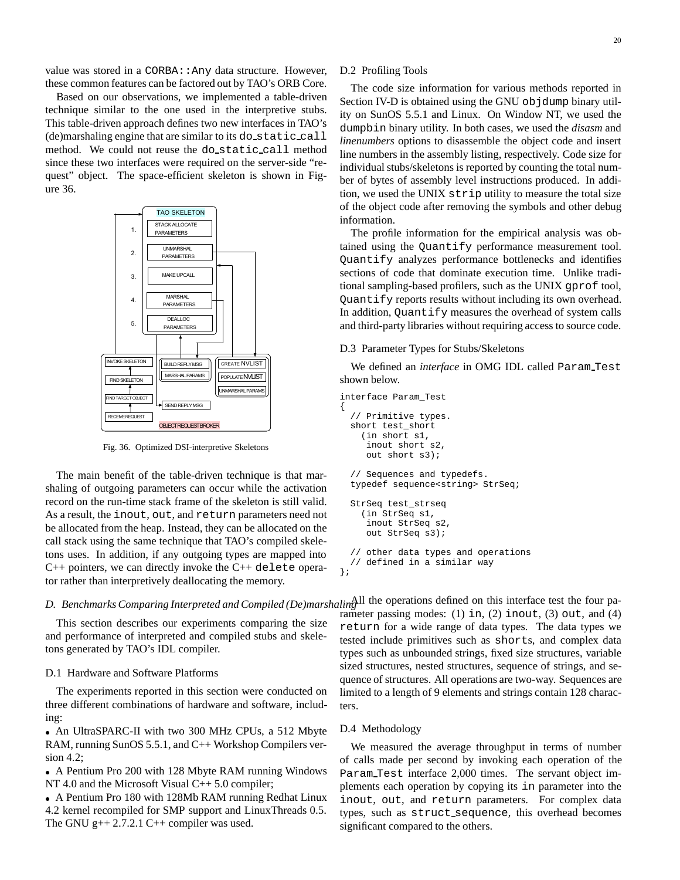value was stored in a CORBA::Any data structure. However, these common features can be factored out by TAO's ORB Core.

Based on our observations, we implemented a table-driven technique similar to the one used in the interpretive stubs. This table-driven approach defines two new interfaces in TAO's (de)marshaling engine that are similar to its do_static_call method. We could not reuse the do_static_call method since these two interfaces were required on the server-side "request" object. The space-efficient skeleton is shown in Figure 36.

Fig. 36. Optimized DSI-interpretive Skeletons

The main benefit of the table-driven technique is that marshaling of outgoing parameters can occur while the activation record on the run-time stack frame of the skeleton is still valid. As a result, the inout, out, and return parameters need not be allocated from the heap. Instead, they can be allocated on the call stack using the same technique that TAO's compiled skeletons uses. In addition, if any outgoing types are mapped into C++ pointers, we can directly invoke the C++ delete operator rather than interpretively deallocating the memory.

### *D. Benchmarks Comparing Interpreted and Compiled (De)marshaling*

This section describes our experiments comparing the size and performance of interpreted and compiled stubs and skeletons generated by TAO's IDL compiler.

#### D.1 Hardware and Software Platforms

The experiments reported in this section were conducted on three different combinations of hardware and software, including:

- An UltraSPARC-II with two 300 MHz CPUs, a 512 Mbyte RAM, running SunOS 5.5.1, and C++ Workshop Compilers version 4.2;
- A Pentium Pro 200 with 128 Mbyte RAM running Windows NT 4.0 and the Microsoft Visual C++ 5.0 compiler;
- A Pentium Pro 180 with 128Mb RAM running Redhat Linux 4.2 kernel recompiled for SMP support and LinuxThreads 0.5. The GNU g++ 2.7.2.1 C++ compiler was used.

#### D.2 Profiling Tools

The code size information for various methods reported in Section IV-D is obtained using the GNU objdump binary utility on SunOS 5.5.1 and Linux. On Window NT, we used the dumpbin binary utility. In both cases, we used the *disasm* and *linenumbers* options to disassemble the object code and insert line numbers in the assembly listing, respectively. Code size for individual stubs/skeletons is reported by counting the total number of bytes of assembly level instructions produced. In addition, we used the UNIX strip utility to measure the total size of the object code after removing the symbols and other debug information.

The profile information for the empirical analysis was obtained using the Quantify performance measurement tool. Quantify analyzes performance bottlenecks and identifies sections of code that dominate execution time. Unlike traditional sampling-based profilers, such as the UNIX gprof tool, Quantify reports results without including its own overhead. In addition, Quantify measures the overhead of system calls and third-party libraries without requiring access to source code.

#### D.3 Parameter Types for Stubs/Skeletons

We defined an *interface* in OMG IDL called Param_Test shown below.

```
interface Param_Test
{
  // Primitive types.
  short test_short
    (in short s1,
     inout short s2,
     out short s3);

  // Sequences and typedefs.
  typedef sequence<string> StrSeq;

  StrSeq test_strseq
    (in StrSeq s1,
     inout StrSeq s2,
     out StrSeq s3);

  // other data types and operations
  // defined in a similar way
};
```

All the operations defined on this interface test the four parameter passing modes: (1) in, (2) inout, (3) out, and (4) return for a wide range of data types. The data types we tested include primitives such as shorts, and complex data types such as unbounded strings, fixed size structures, variable sized structures, nested structures, sequence of strings, and sequence of structures. All operations are two-way. Sequences are limited to a length of 9 elements and strings contain 128 characters.

#### D.4 Methodology

We measured the average throughput in terms of number of calls made per second by invoking each operation of the Param_Test interface 2,000 times. The servant object implements each operation by copying its in parameter into the inout, out, and return parameters. For complex data types, such as struct_sequence, this overhead becomes significant compared to the others.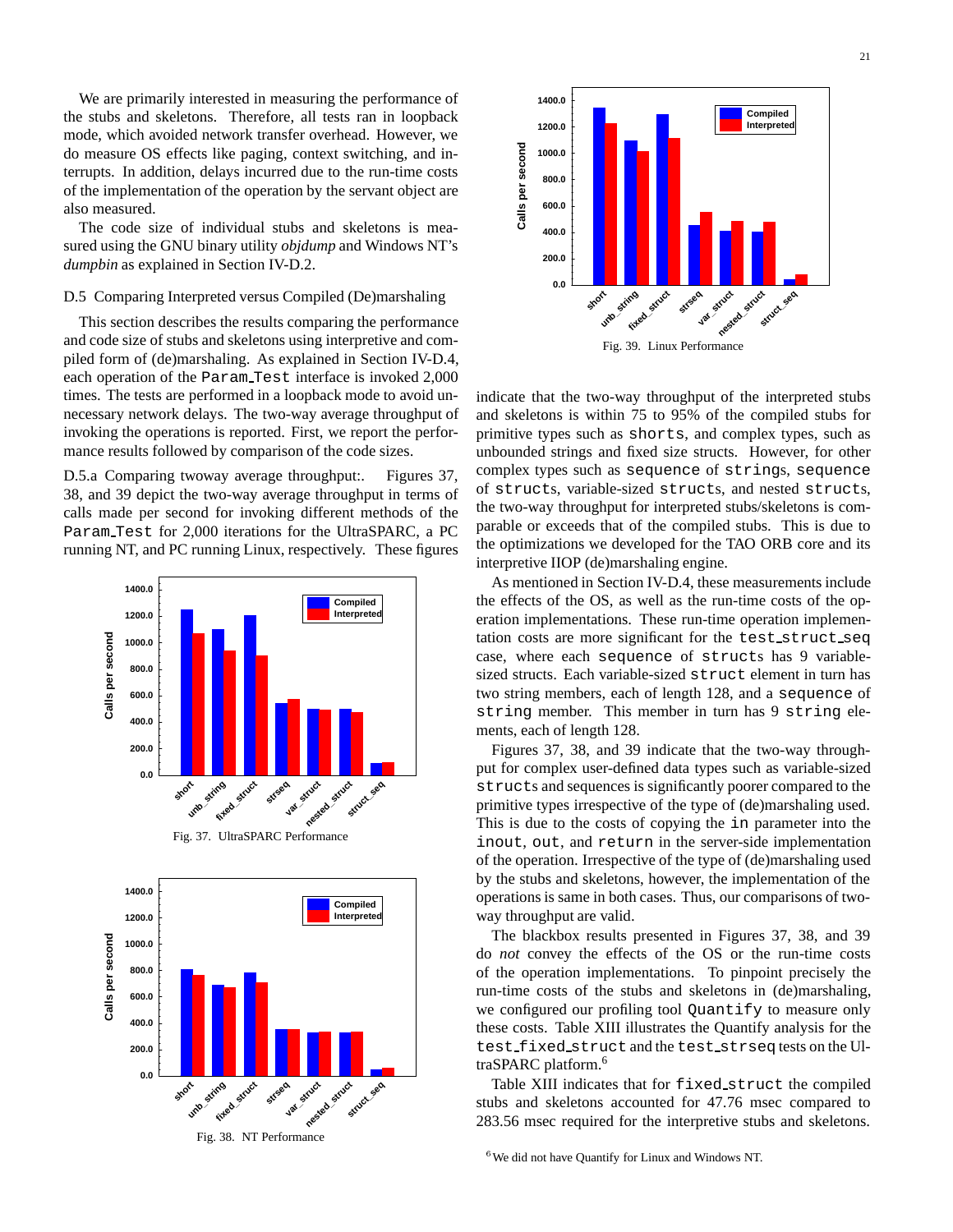We are primarily interested in measuring the performance of the stubs and skeletons. Therefore, all tests ran in loopback mode, which avoided network transfer overhead. However, we do measure OS effects like paging, context switching, and interrupts. In addition, delays incurred due to the run-time costs of the implementation of the operation by the servant object are also measured.

The code size of individual stubs and skeletons is measured using the GNU binary utility *objdump* and Windows NT's *dumpbin* as explained in Section IV-D.2.

### D.5 Comparing Interpreted versus Compiled (De)marshaling

This section describes the results comparing the performance and code size of stubs and skeletons using interpretive and compiled form of (de)marshaling. As explained in Section IV-D.4, each operation of the `Param_Test` interface is invoked 2,000 times. The tests are performed in a loopback mode to avoid unnecessary network delays. The two-way average throughput of invoking the operations is reported. First, we report the performance results followed by comparison of the code sizes.

D.5.a Comparing twoway average throughput:. Figures 37, 38, and 39 depict the two-way average throughput in terms of calls made per second for invoking different methods of the `Param_Test` for 2,000 iterations for the UltraSPARC, a PC running NT, and PC running Linux, respectively. These figures indicate that the two-way throughput of the interpreted stubs and skeletons is within 75 to 95% of the compiled stubs for primitive types such as `shorts`, and complex types, such as unbounded strings and fixed size structs. However, for other complex types such as `sequence` of `strings`, `sequence` of `structs`, variable-sized `structs`, and nested `structs`, the two-way throughput for interpreted stubs/skeletons is comparable or exceeds that of the compiled stubs. This is due to the optimizations we developed for the TAO ORB core and its interpretive IIOP (de)marshaling engine.

Fig. 37. UltraSPARC Performance

Fig. 38. NT Performance

Fig. 39. Linux Performance

As mentioned in Section IV-D.4, these measurements include the effects of the OS, as well as the run-time costs of the operation implementations. These run-time operation implementation costs are more significant for the `test_struct_seq` case, where each `sequence` of `structs` has 9 variable-sized structs. Each variable-sized `struct` element in turn has two string members, each of length 128, and a `sequence` of `string` member. This member in turn has 9 `string` elements, each of length 128.

Figures 37, 38, and 39 indicate that the two-way throughput for complex user-defined data types such as variable-sized `structs` and sequences is significantly poorer compared to the primitive types irrespective of the type of (de)marshaling used. This is due to the costs of copying the `in` parameter into the `inout`, `out`, and `return` in the server-side implementation of the operation. Irrespective of the type of (de)marshaling used by the stubs and skeletons, however, the implementation of the operations is same in both cases. Thus, our comparisons of two-way throughput are valid.

The blackbox results presented in Figures 37, 38, and 39 do *not* convey the effects of the OS or the run-time costs of the operation implementations. To pinpoint precisely the run-time costs of the stubs and skeletons in (de)marshaling, we configured our profiling tool `Quantify` to measure only these costs. Table XIII illustrates the Quantify analysis for the `test_fixed_struct` and the `test_strseq` tests on the UltraSPARC platform.[6]

Table XIII indicates that for `fixed_struct` the compiled stubs and skeletons accounted for 47.76 msec compared to 283.56 msec required for the interpretive stubs and skeletons.

[6] We did not have Quantify for Linux and Windows NT.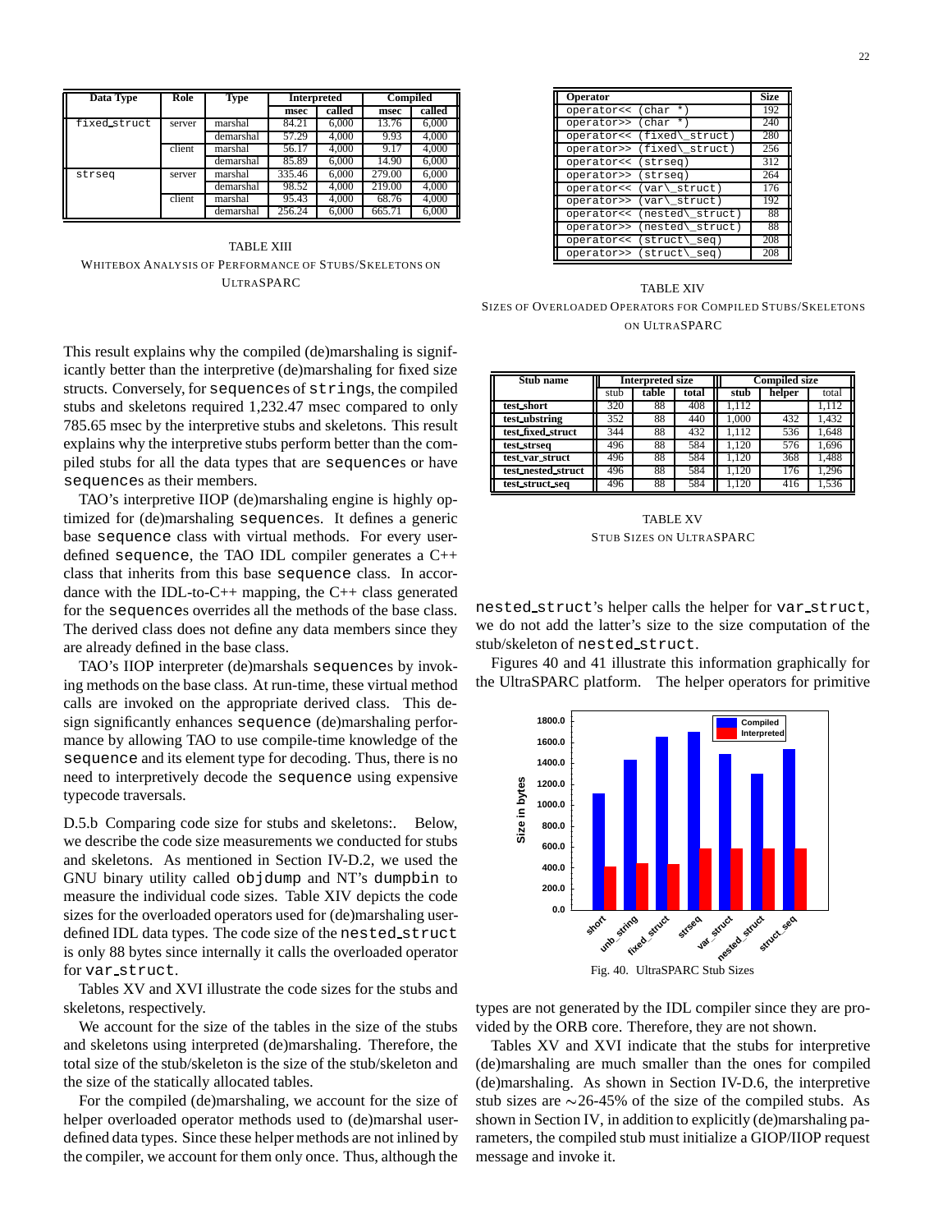| Data Type | Role | Type | Interpreted | | Compiled | |
|---|---|---|---|---|---|---|
| | | | msec | called | msec | called |
| fixed_struct | server | marshal | 84.21 | 6,000 | 13.76 | 6,000 |
| | | demarshal | 57.29 | 4,000 | 9.93 | 4,000 |
| | client | marshal | 56.17 | 4,000 | 9.17 | 4,000 |
| | | demarshal | 85.89 | 6,000 | 14.90 | 6,000 |
| strseq | server | marshal | 335.46 | 6,000 | 279.00 | 6,000 |
| | | demarshal | 98.52 | 4,000 | 219.00 | 4,000 |
| | client | marshal | 95.43 | 4,000 | 68.76 | 4,000 |
| | | demarshal | 256.24 | 6,000 | 665.71 | 6,000 |

TABLE XIII
WHITEBOX ANALYSIS OF PERFORMANCE OF STUBS/SKELETONS ON ULTRASPARC

This result explains why the compiled (de)marshaling is significantly better than the interpretive (de)marshaling for fixed size structs. Conversely, for sequences of strings, the compiled stubs and skeletons required 1,232.47 msec compared to only 785.65 msec by the interpretive stubs and skeletons. This result explains why the interpretive stubs perform better than the compiled stubs for all the data types that are sequences or have sequences as their members.

TAO's interpretive IIOP (de)marshaling engine is highly optimized for (de)marshaling sequences. It defines a generic base sequence class with virtual methods. For every user-defined sequence, the TAO IDL compiler generates a C++ class that inherits from this base sequence class. In accordance with the IDL-to-C++ mapping, the C++ class generated for the sequences overrides all the methods of the base class. The derived class does not define any data members since they are already defined in the base class.

TAO's IIOP interpreter (de)marshals sequences by invoking methods on the base class. At run-time, these virtual method calls are invoked on the appropriate derived class. This design significantly enhances sequence (de)marshaling performance by allowing TAO to use compile-time knowledge of the sequence and its element type for decoding. Thus, there is no need to interpretively decode the sequence using expensive typecode traversals.

D.5.b Comparing code size for stubs and skeletons:. Below, we describe the code size measurements we conducted for stubs and skeletons. As mentioned in Section IV-D.2, we used the GNU binary utility called objdump and NT's dumpbin to measure the individual code sizes. Table XIV depicts the code sizes for the overloaded operators used for (de)marshaling user-defined IDL data types. The code size of the nested_struct is only 88 bytes since internally it calls the overloaded operator for var_struct.

Tables XV and XVI illustrate the code sizes for the stubs and skeletons, respectively.

We account for the size of the tables in the size of the stubs and skeletons using interpreted (de)marshaling. Therefore, the total size of the stub/skeleton is the size of the stub/skeleton and the size of the statically allocated tables.

For the compiled (de)marshaling, we account for the size of helper overloaded operator methods used to (de)marshal user-defined data types. Since these helper methods are not inlined by the compiler, we account for them only once. Thus, although the

| Operator | Size |
|---|---|
| operator<< (char *) | 192 |
| operator>> (char *) | 240 |
| operator<< (fixed\_struct) | 280 |
| operator>> (fixed\_struct) | 256 |
| operator<< (strseq) | 312 |
| operator>> (strseq) | 264 |
| operator<< (var\_struct) | 176 |
| operator>> (var\_struct) | 192 |
| operator<< (nested\_struct) | 88 |
| operator>> (nested\_struct) | 88 |
| operator<< (struct\_seq) | 208 |
| operator>> (struct\_seq) | 208 |

TABLE XIV
SIZES OF OVERLOADED OPERATORS FOR COMPILED STUBS/SKELETONS ON ULTRASPARC

| Stub name | Interpreted size | | | Compiled size | | |
|---|---|---|---|---|---|---|
| | stub | table | total | stub | helper | total |
| test_short | 320 | 88 | 408 | 1,112 | | 1,112 |
| test_ubstring | 352 | 88 | 440 | 1,000 | 432 | 1,432 |
| test_fixed_struct | 344 | 88 | 432 | 1,112 | 536 | 1,648 |
| test_strseq | 496 | 88 | 584 | 1,120 | 576 | 1,696 |
| test_var_struct | 496 | 88 | 584 | 1,120 | 368 | 1,488 |
| test_nested_struct | 496 | 88 | 584 | 1,120 | 176 | 1,296 |
| test_struct_seq | 496 | 88 | 584 | 1,120 | 416 | 1,536 |

TABLE XV
STUB SIZES ON ULTRASPARC

nested_struct's helper calls the helper for var_struct, we do not add the latter's size to the size computation of the stub/skeleton of nested_struct.

Figures 40 and 41 illustrate this information graphically for the UltraSPARC platform. The helper operators for primitive

Fig. 40. UltraSPARC Stub Sizes

types are not generated by the IDL compiler since they are provided by the ORB core. Therefore, they are not shown.

Tables XV and XVI indicate that the stubs for interpretive (de)marshaling are much smaller than the ones for compiled (de)marshaling. As shown in Section IV-D.6, the interpretive stub sizes are ∼26-45% of the size of the compiled stubs. As shown in Section IV, in addition to explicitly (de)marshaling parameters, the compiled stub must initialize a GIOP/IIOP request message and invoke it.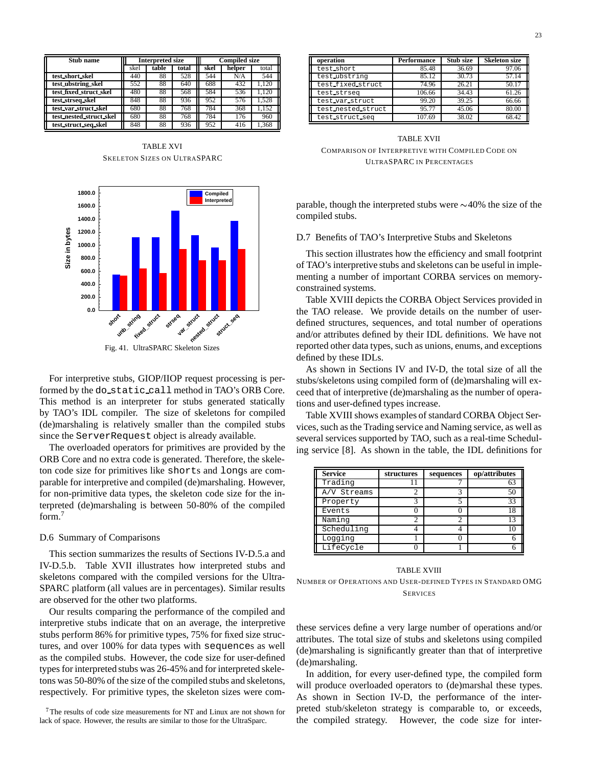| Stub name | Interpreted size | | | Compiled size | | |
|---|---|---|---|---|---|---|
| | skel | table | total | skel | helper | total |
| test_short_skel | 440 | 88 | 528 | 544 | N/A | 544 |
| test_ubstring_skel | 552 | 88 | 640 | 688 | 432 | 1,120 |
| test_fixed_struct_skel | 480 | 88 | 568 | 584 | 536 | 1,120 |
| test_strseq_skel | 848 | 88 | 936 | 952 | 576 | 1,528 |
| test_var_struct_skel | 680 | 88 | 768 | 784 | 368 | 1,152 |
| test_nested_struct_skel | 680 | 88 | 768 | 784 | 176 | 960 |
| test_struct_seq_skel | 848 | 88 | 936 | 952 | 416 | 1,368 |

TABLE XVI
SKELETON SIZES ON ULTRASPARC

Fig. 41. UltraSPARC Skeleton Sizes

For interpretive stubs, GIOP/IIOP request processing is performed by the `do_static_call` method in TAO's ORB Core. This method is an interpreter for stubs generated statically by TAO's IDL compiler. The size of skeletons for compiled (de)marshaling is relatively smaller than the compiled stubs since the `ServerRequest` object is already available.

The overloaded operators for primitives are provided by the ORB Core and no extra code is generated. Therefore, the skeleton code size for primitives like `short`s and `long`s are comparable for interpretive and compiled (de)marshaling. However, for non-primitive data types, the skeleton code size for the interpreted (de)marshaling is between 50-80% of the compiled form.[7]

## D.6 Summary of Comparisons

This section summarizes the results of Sections IV-D.5.a and IV-D.5.b. Table XVII illustrates how interpreted stubs and skeletons compared with the compiled versions for the UltraSPARC platform (all values are in percentages). Similar results are observed for the other two platforms.

Our results comparing the performance of the compiled and interpretive stubs indicate that on an average, the interpretive stubs perform 86% for primitive types, 75% for fixed size structures, and over 100% for data types with `sequence`s as well as the compiled stubs. However, the code size for user-defined types for interpreted stubs was 26-45% and for interpreted skeletons was 50-80% of the size of the compiled stubs and skeletons, respectively. For primitive types, the skeleton sizes were comparable, though the interpreted stubs were ∼40% the size of the compiled stubs.

[7] The results of code size measurements for NT and Linux are not shown for lack of space. However, the results are similar to those for the UltraSparc.

| operation | Performance | Stub size | Skeleton size |
|---|---|---|---|
| `test_short` | 85.48 | 36.69 | 97.06 |
| `test_ubstring` | 85.12 | 30.73 | 57.14 |
| `test_fixed_struct` | 74.96 | 26.21 | 50.17 |
| `test_strseq` | 106.66 | 34.43 | 61.26 |
| `test_var_struct` | 99.20 | 39.25 | 66.66 |
| `test_nested_struct` | 95.77 | 45.06 | 80.00 |
| `test_struct_seq` | 107.69 | 38.02 | 68.42 |

TABLE XVII
COMPARISON OF INTERPRETIVE WITH COMPILED CODE ON ULTRASPARC IN PERCENTAGES

## D.7 Benefits of TAO's Interpretive Stubs and Skeletons

This section illustrates how the efficiency and small footprint of TAO's interpretive stubs and skeletons can be useful in implementing a number of important CORBA services on memory-constrained systems.

Table XVIII depicts the CORBA Object Services provided in the TAO release. We provide details on the number of user-defined structures, sequences, and total number of operations and/or attributes defined by their IDL definitions. We have not reported other data types, such as unions, enums, and exceptions defined by these IDLs.

As shown in Sections IV and IV-D, the total size of all the stubs/skeletons using compiled form of (de)marshaling will exceed that of interpretive (de)marshaling as the number of operations and user-defined types increase.

Table XVIII shows examples of standard CORBA Object Services, such as the Trading service and Naming service, as well as several services supported by TAO, such as a real-time Scheduling service [8]. As shown in the table, the IDL definitions for

| Service | structures | sequences | op/attributes |
|---|---|---|---|
| `Trading` | 11 | 7 | 63 |
| `A/V Streams` | 2 | 3 | 50 |
| `Property` | 3 | 5 | 33 |
| `Events` | 0 | 0 | 18 |
| `Naming` | 2 | 2 | 13 |
| `Scheduling` | 4 | 4 | 10 |
| `Logging` | 1 | 0 | 6 |
| `LifeCycle` | 0 | 1 | 6 |

TABLE XVIII
NUMBER OF OPERATIONS AND USER-DEFINED TYPES IN STANDARD OMG SERVICES

these services define a very large number of operations and/or attributes. The total size of stubs and skeletons using compiled (de)marshaling is significantly greater than that of interpretive (de)marshaling.

In addition, for every user-defined type, the compiled form will produce overloaded operators to (de)marshal these types. As shown in Section IV-D, the performance of the interpreted stub/skeleton strategy is comparable to, or exceeds, the compiled strategy. However, the code size for inter-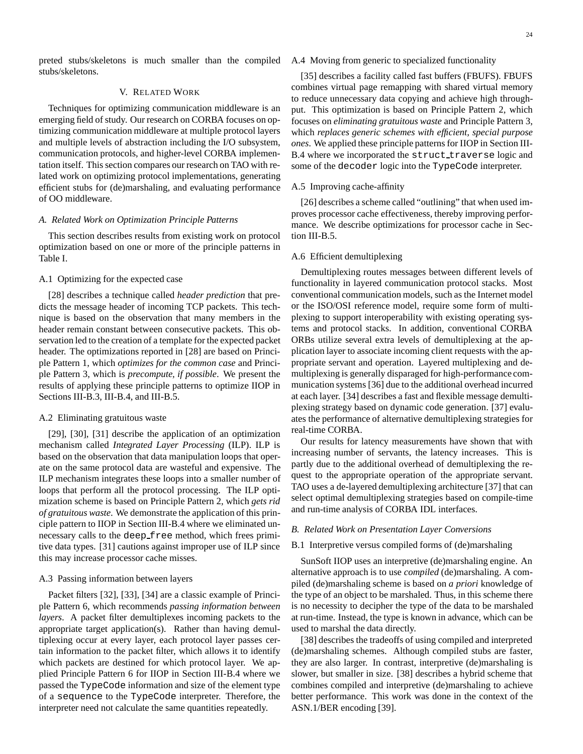preted stubs/skeletons is much smaller than the compiled stubs/skeletons.

## V. Related Work

Techniques for optimizing communication middleware is an emerging field of study. Our research on CORBA focuses on optimizing communication middleware at multiple protocol layers and multiple levels of abstraction including the I/O subsystem, communication protocols, and higher-level CORBA implementation itself. This section compares our research on TAO with related work on optimizing protocol implementations, generating efficient stubs for (de)marshaling, and evaluating performance of OO middleware.

### A. Related Work on Optimization Principle Patterns

This section describes results from existing work on protocol optimization based on one or more of the principle patterns in Table I.

#### A.1 Optimizing for the expected case

[28] describes a technique called *header prediction* that predicts the message header of incoming TCP packets. This technique is based on the observation that many members in the header remain constant between consecutive packets. This observation led to the creation of a template for the expected packet header. The optimizations reported in [28] are based on Principle Pattern 1, which *optimizes for the common case* and Principle Pattern 3, which is *precompute, if possible*. We present the results of applying these principle patterns to optimize IIOP in Sections III-B.3, III-B.4, and III-B.5.

#### A.2 Eliminating gratuitous waste

[29], [30], [31] describe the application of an optimization mechanism called *Integrated Layer Processing* (ILP). ILP is based on the observation that data manipulation loops that operate on the same protocol data are wasteful and expensive. The ILP mechanism integrates these loops into a smaller number of loops that perform all the protocol processing. The ILP optimization scheme is based on Principle Pattern 2, which *gets rid of gratuitous waste*. We demonstrate the application of this principle pattern to IIOP in Section III-B.4 where we eliminated unnecessary calls to the `deep_free` method, which frees primitive data types. [31] cautions against improper use of ILP since this may increase processor cache misses.

#### A.3 Passing information between layers

Packet filters [32], [33], [34] are a classic example of Principle Pattern 6, which recommends *passing information between layers*. A packet filter demultiplexes incoming packets to the appropriate target application(s). Rather than having demultiplexing occur at every layer, each protocol layer passes certain information to the packet filter, which allows it to identify which packets are destined for which protocol layer. We applied Principle Pattern 6 for IIOP in Section III-B.4 where we passed the `TypeCode` information and size of the element type of a `sequence` to the `TypeCode` interpreter. Therefore, the interpreter need not calculate the same quantities repeatedly.

#### A.4 Moving from generic to specialized functionality

[35] describes a facility called fast buffers (FBUFS). FBUFS combines virtual page remapping with shared virtual memory to reduce unnecessary data copying and achieve high throughput. This optimization is based on Principle Pattern 2, which focuses on *eliminating gratuitous waste* and Principle Pattern 3, which *replaces generic schemes with efficient, special purpose ones*. We applied these principle patterns for IIOP in Section III-B.4 where we incorporated the `struct_traverse` logic and some of the `decoder` logic into the `TypeCode` interpreter.

#### A.5 Improving cache-affinity

[26] describes a scheme called "outlining" that when used improves processor cache effectiveness, thereby improving performance. We describe optimizations for processor cache in Section III-B.5.

#### A.6 Efficient demultiplexing

Demultiplexing routes messages between different levels of functionality in layered communication protocol stacks. Most conventional communication models, such as the Internet model or the ISO/OSI reference model, require some form of multiplexing to support interoperability with existing operating systems and protocol stacks. In addition, conventional CORBA ORBs utilize several extra levels of demultiplexing at the application layer to associate incoming client requests with the appropriate servant and operation. Layered multiplexing and demultiplexing is generally disparaged for high-performance communication systems [36] due to the additional overhead incurred at each layer. [34] describes a fast and flexible message demultiplexing strategy based on dynamic code generation. [37] evaluates the performance of alternative demultiplexing strategies for real-time CORBA.

Our results for latency measurements have shown that with increasing number of servants, the latency increases. This is partly due to the additional overhead of demultiplexing the request to the appropriate operation of the appropriate servant. TAO uses a de-layered demultiplexing architecture [37] that can select optimal demultiplexing strategies based on compile-time and run-time analysis of CORBA IDL interfaces.

### B. Related Work on Presentation Layer Conversions

#### B.1 Interpretive versus compiled forms of (de)marshaling

SunSoft IIOP uses an interpretive (de)marshaling engine. An alternative approach is to use *compiled* (de)marshaling. A compiled (de)marshaling scheme is based on *a priori* knowledge of the type of an object to be marshaled. Thus, in this scheme there is no necessity to decipher the type of the data to be marshaled at run-time. Instead, the type is known in advance, which can be used to marshal the data directly.

[38] describes the tradeoffs of using compiled and interpreted (de)marshaling schemes. Although compiled stubs are faster, they are also larger. In contrast, interpretive (de)marshaling is slower, but smaller in size. [38] describes a hybrid scheme that combines compiled and interpretive (de)marshaling to achieve better performance. This work was done in the context of the ASN.1/BER encoding [39].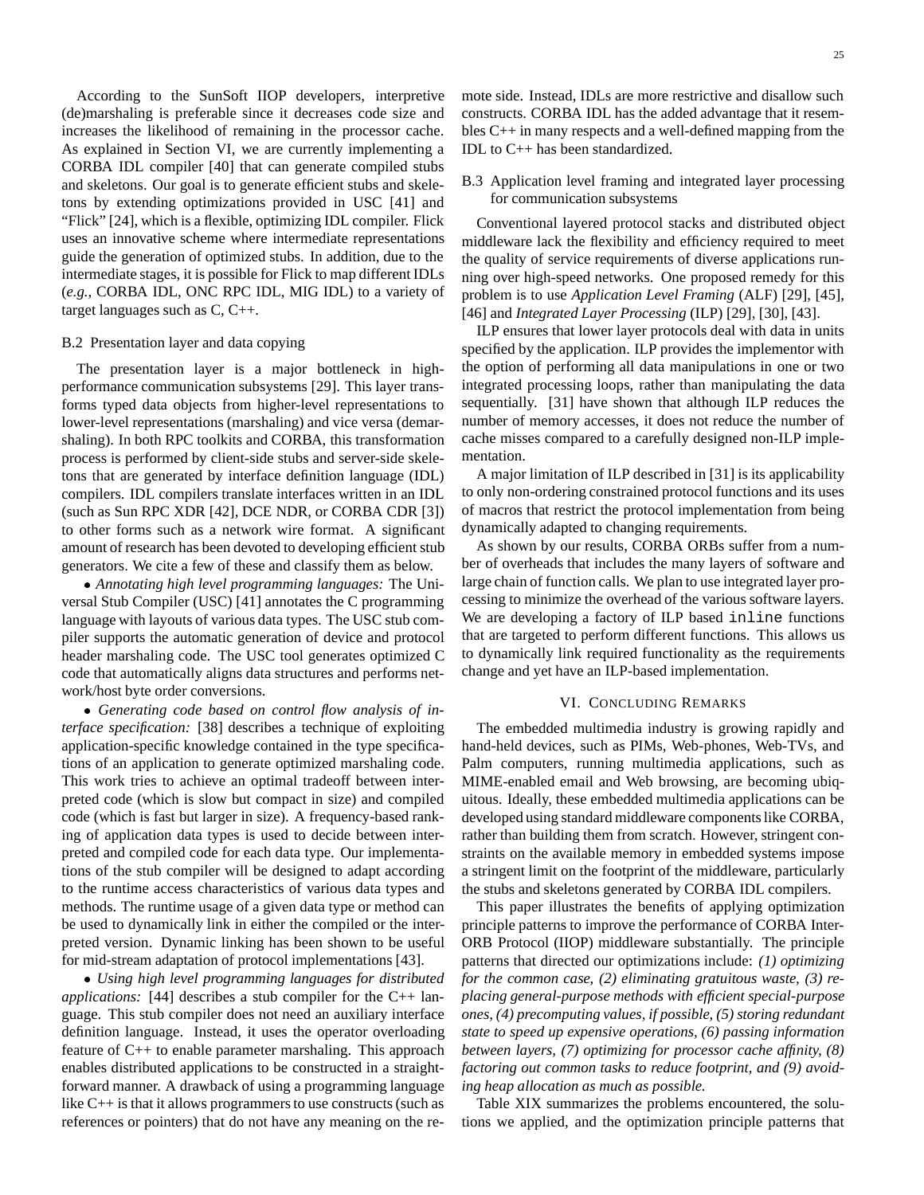According to the SunSoft IIOP developers, interpretive (de)marshaling is preferable since it decreases code size and increases the likelihood of remaining in the processor cache. As explained in Section VI, we are currently implementing a CORBA IDL compiler [40] that can generate compiled stubs and skeletons. Our goal is to generate efficient stubs and skeletons by extending optimizations provided in USC [41] and "Flick" [24], which is a flexible, optimizing IDL compiler. Flick uses an innovative scheme where intermediate representations guide the generation of optimized stubs. In addition, due to the intermediate stages, it is possible for Flick to map different IDLs (*e.g.,* CORBA IDL, ONC RPC IDL, MIG IDL) to a variety of target languages such as C, C++.

### B.2 Presentation layer and data copying

The presentation layer is a major bottleneck in high-performance communication subsystems [29]. This layer transforms typed data objects from higher-level representations to lower-level representations (marshaling) and vice versa (demarshaling). In both RPC toolkits and CORBA, this transformation process is performed by client-side stubs and server-side skeletons that are generated by interface definition language (IDL) compilers. IDL compilers translate interfaces written in an IDL (such as Sun RPC XDR [42], DCE NDR, or CORBA CDR [3]) to other forms such as a network wire format. A significant amount of research has been devoted to developing efficient stub generators. We cite a few of these and classify them as below.

- *Annotating high level programming languages:* The Universal Stub Compiler (USC) [41] annotates the C programming language with layouts of various data types. The USC stub compiler supports the automatic generation of device and protocol header marshaling code. The USC tool generates optimized C code that automatically aligns data structures and performs network/host byte order conversions.

- *Generating code based on control flow analysis of interface specification:* [38] describes a technique of exploiting application-specific knowledge contained in the type specifications of an application to generate optimized marshaling code. This work tries to achieve an optimal tradeoff between interpreted code (which is slow but compact in size) and compiled code (which is fast but larger in size). A frequency-based ranking of application data types is used to decide between interpreted and compiled code for each data type. Our implementations of the stub compiler will be designed to adapt according to the runtime access characteristics of various data types and methods. The runtime usage of a given data type or method can be used to dynamically link in either the compiled or the interpreted version. Dynamic linking has been shown to be useful for mid-stream adaptation of protocol implementations [43].

- *Using high level programming languages for distributed applications:* [44] describes a stub compiler for the C++ language. This stub compiler does not need an auxiliary interface definition language. Instead, it uses the operator overloading feature of C++ to enable parameter marshaling. This approach enables distributed applications to be constructed in a straightforward manner. A drawback of using a programming language like C++ is that it allows programmers to use constructs (such as references or pointers) that do not have any meaning on the remote side. Instead, IDLs are more restrictive and disallow such constructs. CORBA IDL has the added advantage that it resembles C++ in many respects and a well-defined mapping from the IDL to C++ has been standardized.

### B.3 Application level framing and integrated layer processing for communication subsystems

Conventional layered protocol stacks and distributed object middleware lack the flexibility and efficiency required to meet the quality of service requirements of diverse applications running over high-speed networks. One proposed remedy for this problem is to use *Application Level Framing* (ALF) [29], [45], [46] and *Integrated Layer Processing* (ILP) [29], [30], [43].

ILP ensures that lower layer protocols deal with data in units specified by the application. ILP provides the implementor with the option of performing all data manipulations in one or two integrated processing loops, rather than manipulating the data sequentially. [31] have shown that although ILP reduces the number of memory accesses, it does not reduce the number of cache misses compared to a carefully designed non-ILP implementation.

A major limitation of ILP described in [31] is its applicability to only non-ordering constrained protocol functions and its uses of macros that restrict the protocol implementation from being dynamically adapted to changing requirements.

As shown by our results, CORBA ORBs suffer from a number of overheads that includes the many layers of software and large chain of function calls. We plan to use integrated layer processing to minimize the overhead of the various software layers. We are developing a factory of ILP based `inline` functions that are targeted to perform different functions. This allows us to dynamically link required functionality as the requirements change and yet have an ILP-based implementation.

## VI. Concluding Remarks

The embedded multimedia industry is growing rapidly and hand-held devices, such as PIMs, Web-phones, Web-TVs, and Palm computers, running multimedia applications, such as MIME-enabled email and Web browsing, are becoming ubiquitous. Ideally, these embedded multimedia applications can be developed using standard middleware components like CORBA, rather than building them from scratch. However, stringent constraints on the available memory in embedded systems impose a stringent limit on the footprint of the middleware, particularly the stubs and skeletons generated by CORBA IDL compilers.

This paper illustrates the benefits of applying optimization principle patterns to improve the performance of CORBA Inter-ORB Protocol (IIOP) middleware substantially. The principle patterns that directed our optimizations include: *(1) optimizing for the common case, (2) eliminating gratuitous waste, (3) replacing general-purpose methods with efficient special-purpose ones, (4) precomputing values, if possible, (5) storing redundant state to speed up expensive operations, (6) passing information between layers, (7) optimizing for processor cache affinity, (8) factoring out common tasks to reduce footprint, and (9) avoiding heap allocation as much as possible.*

Table XIX summarizes the problems encountered, the solutions we applied, and the optimization principle patterns that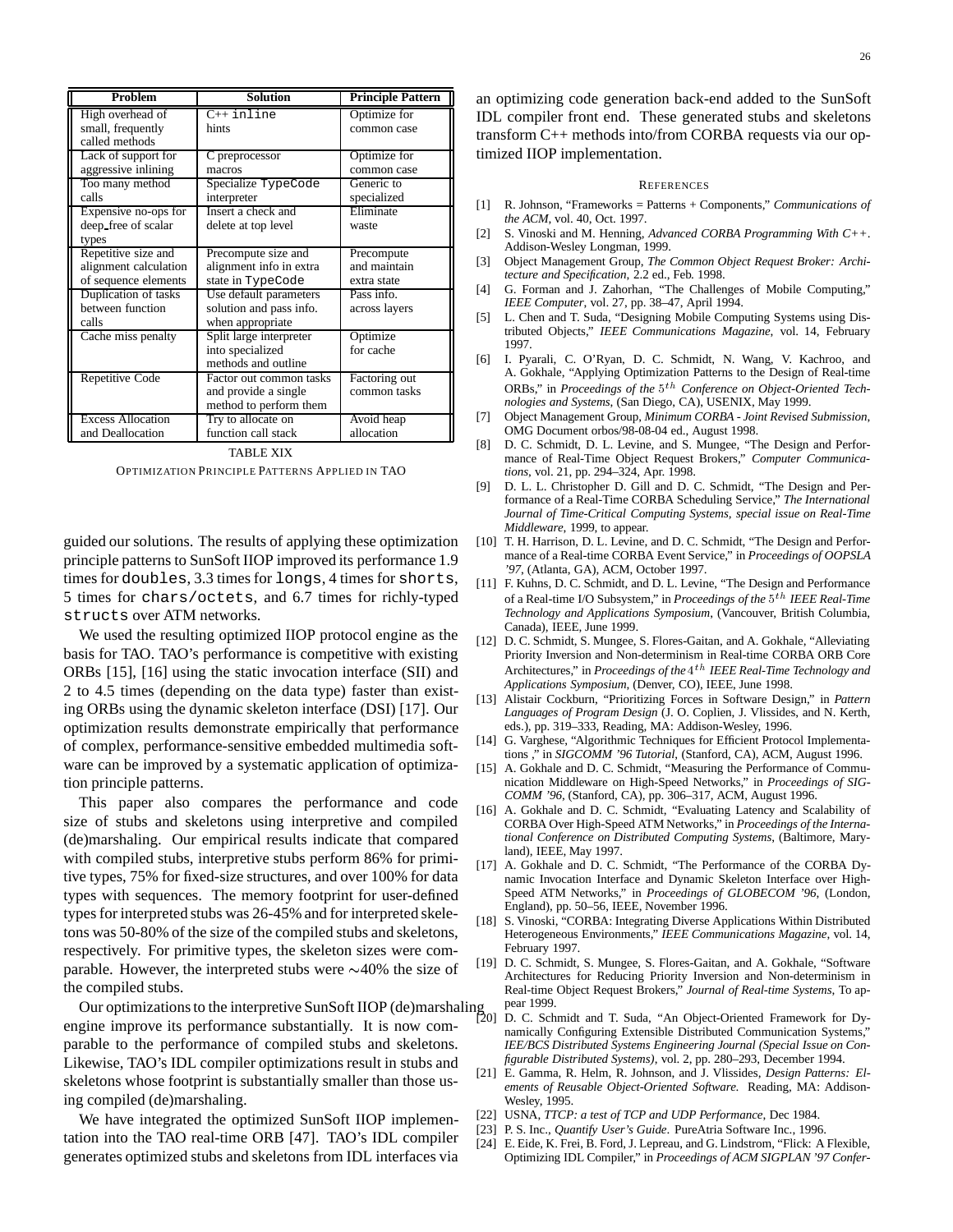| Problem | Solution | Principle Pattern |
| --- | --- | --- |
| High overhead of small, frequently called methods | C++ `inline` hints | Optimize for common case |
| Lack of support for aggressive inlining | C preprocessor macros | Optimize for common case |
| Too many method calls | Specialize `TypeCode` interpreter | Generic to specialized |
| Expensive no-ops for deep_free of scalar types | Insert a check and delete at top level | Eliminate waste |
| Repetitive size and alignment calculation of sequence elements | Precompute size and alignment info in extra state in `TypeCode` | Precompute and maintain extra state |
| Duplication of tasks between function calls | Use default parameters solution and pass info. when appropriate | Pass info. across layers |
| Cache miss penalty | Split large interpreter into specialized methods and outline | Optimize for cache |
| Repetitive Code | Factor out common tasks and provide a single method to perform them | Factoring out common tasks |
| Excess Allocation and Deallocation | Try to allocate on function call stack | Avoid heap allocation |

TABLE XIX

OPTIMIZATION PRINCIPLE PATTERNS APPLIED IN TAO

guided our solutions. The results of applying these optimization principle patterns to SunSoft IIOP improved its performance 1.9 times for `doubles`, 3.3 times for `longs`, 4 times for `shorts`, 5 times for `chars/octets`, and 6.7 times for richly-typed `structs` over ATM networks.

We used the resulting optimized IIOP protocol engine as the basis for TAO. TAO's performance is competitive with existing ORBs [15], [16] using the static invocation interface (SII) and 2 to 4.5 times (depending on the data type) faster than existing ORBs using the dynamic skeleton interface (DSI) [17]. Our optimization results demonstrate empirically that performance of complex, performance-sensitive embedded multimedia software can be improved by a systematic application of optimization principle patterns.

This paper also compares the performance and code size of stubs and skeletons using interpretive and compiled (de)marshaling. Our empirical results indicate that compared with compiled stubs, interpretive stubs perform 86% for primitive types, 75% for fixed-size structures, and over 100% for data types with sequences. The memory footprint for user-defined types for interpreted stubs was 26-45% and for interpreted skeletons was 50-80% of the size of the compiled stubs and skeletons, respectively. For primitive types, the skeleton sizes were comparable. However, the interpreted stubs were $\sim$40% the size of the compiled stubs.

Our optimizations to the interpretive SunSoft IIOP (de)marshaling engine improve its performance substantially. It is now comparable to the performance of compiled stubs and skeletons. Likewise, TAO's IDL compiler optimizations result in stubs and skeletons whose footprint is substantially smaller than those using compiled (de)marshaling.

We have integrated the optimized SunSoft IIOP implementation into the TAO real-time ORB [47]. TAO's IDL compiler generates optimized stubs and skeletons from IDL interfaces via an optimizing code generation back-end added to the SunSoft IDL compiler front end. These generated stubs and skeletons transform C++ methods into/from CORBA requests via our optimized IIOP implementation.

## REFERENCES

[1] R. Johnson, "Frameworks = Patterns + Components," *Communications of the ACM*, vol. 40, Oct. 1997.

[2] S. Vinoski and M. Henning, *Advanced CORBA Programming With C++*. Addison-Wesley Longman, 1999.

[3] Object Management Group, *The Common Object Request Broker: Architecture and Specification*, 2.2 ed., Feb. 1998.

[4] G. Forman and J. Zahorhan, "The Challenges of Mobile Computing," *IEEE Computer*, vol. 27, pp. 38–47, April 1994.

[5] L. Chen and T. Suda, "Designing Mobile Computing Systems using Distributed Objects," *IEEE Communications Magazine*, vol. 14, February 1997.

[6] I. Pyarali, C. O'Ryan, D. C. Schmidt, N. Wang, V. Kachroo, and A. Gokhale, "Applying Optimization Patterns to the Design of Real-time ORBs," in *Proceedings of the $5^{th}$ Conference on Object-Oriented Technologies and Systems*, (San Diego, CA), USENIX, May 1999.

[7] Object Management Group, *Minimum CORBA - Joint Revised Submission*, OMG Document orbos/98-08-04 ed., August 1998.

[8] D. C. Schmidt, D. L. Levine, and S. Mungee, "The Design and Performance of Real-Time Object Request Brokers," *Computer Communications*, vol. 21, pp. 294–324, Apr. 1998.

[9] D. L. L. Christopher D. Gill and D. C. Schmidt, "The Design and Performance of a Real-Time CORBA Scheduling Service," *The International Journal of Time-Critical Computing Systems, special issue on Real-Time Middleware*, 1999, to appear.

[10] T. H. Harrison, D. L. Levine, and D. C. Schmidt, "The Design and Performance of a Real-time CORBA Event Service," in *Proceedings of OOPSLA '97*, (Atlanta, GA), ACM, October 1997.

[11] F. Kuhns, D. C. Schmidt, and D. L. Levine, "The Design and Performance of a Real-time I/O Subsystem," in *Proceedings of the $5^{th}$ IEEE Real-Time Technology and Applications Symposium*, (Vancouver, British Columbia, Canada), IEEE, June 1999.

[12] D. C. Schmidt, S. Mungee, S. Flores-Gaitan, and A. Gokhale, "Alleviating Priority Inversion and Non-determinism in Real-time CORBA ORB Core Architectures," in *Proceedings of the $4^{th}$ IEEE Real-Time Technology and Applications Symposium*, (Denver, CO), IEEE, June 1998.

[13] Alistair Cockburn, "Prioritizing Forces in Software Design," in *Pattern Languages of Program Design* (J. O. Coplien, J. Vlissides, and N. Kerth, eds.), pp. 319–333, Reading, MA: Addison-Wesley, 1996.

[14] G. Varghese, "Algorithmic Techniques for Efficient Protocol Implementations ," in *SIGCOMM '96 Tutorial*, (Stanford, CA), ACM, August 1996.

[15] A. Gokhale and D. C. Schmidt, "Measuring the Performance of Communication Middleware on High-Speed Networks," in *Proceedings of SIGCOMM '96*, (Stanford, CA), pp. 306–317, ACM, August 1996.

[16] A. Gokhale and D. C. Schmidt, "Evaluating Latency and Scalability of CORBA Over High-Speed ATM Networks," in *Proceedings of the International Conference on Distributed Computing Systems*, (Baltimore, Maryland), IEEE, May 1997.

[17] A. Gokhale and D. C. Schmidt, "The Performance of the CORBA Dynamic Invocation Interface and Dynamic Skeleton Interface over High-Speed ATM Networks," in *Proceedings of GLOBECOM '96*, (London, England), pp. 50–56, IEEE, November 1996.

[18] S. Vinoski, "CORBA: Integrating Diverse Applications Within Distributed Heterogeneous Environments," *IEEE Communications Magazine*, vol. 14, February 1997.

[19] D. C. Schmidt, S. Mungee, S. Flores-Gaitan, and A. Gokhale, "Software Architectures for Reducing Priority Inversion and Non-determinism in Real-time Object Request Brokers," *Journal of Real-time Systems*, To appear 1999.

[20] D. C. Schmidt and T. Suda, "An Object-Oriented Framework for Dynamically Configuring Extensible Distributed Communication Systems," *IEE/BCS Distributed Systems Engineering Journal (Special Issue on Configurable Distributed Systems)*, vol. 2, pp. 280–293, December 1994.

[21] E. Gamma, R. Helm, R. Johnson, and J. Vlissides, *Design Patterns: Elements of Reusable Object-Oriented Software.* Reading, MA: Addison-Wesley, 1995.

[22] USNA, *TTCP: a test of TCP and UDP Performance*, Dec 1984.

[23] P. S. Inc., *Quantify User's Guide*. PureAtria Software Inc., 1996.

[24] E. Eide, K. Frei, B. Ford, J. Lepreau, and G. Lindstrom, "Flick: A Flexible, Optimizing IDL Compiler," in *Proceedings of ACM SIGPLAN '97 Confer-*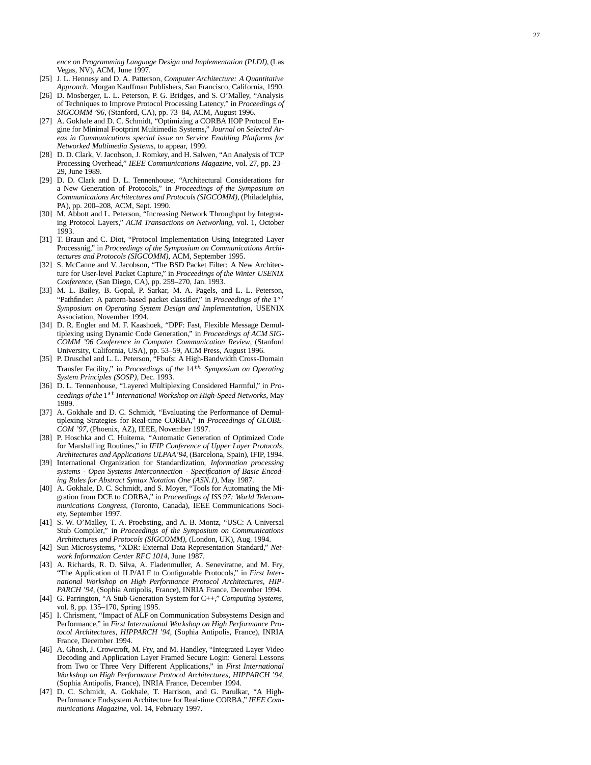*ence on Programming Language Design and Implementation (PLDI)*, (Las Vegas, NV), ACM, June 1997.

[25] J. L. Hennesy and D. A. Patterson, *Computer Architecture: A Quantitative Approach*. Morgan Kauffman Publishers, San Francisco, California, 1990.

[26] D. Mosberger, L. L. Peterson, P. G. Bridges, and S. O'Malley, "Analysis of Techniques to Improve Protocol Processing Latency," in *Proceedings of SIGCOMM '96*, (Stanford, CA), pp. 73–84, ACM, August 1996.

[27] A. Gokhale and D. C. Schmidt, "Optimizing a CORBA IIOP Protocol Engine for Minimal Footprint Multimedia Systems," *Journal on Selected Areas in Communications special issue on Service Enabling Platforms for Networked Multimedia Systems*, to appear, 1999.

[28] D. D. Clark, V. Jacobson, J. Romkey, and H. Salwen, "An Analysis of TCP Processing Overhead," *IEEE Communications Magazine*, vol. 27, pp. 23–29, June 1989.

[29] D. D. Clark and D. L. Tennenhouse, "Architectural Considerations for a New Generation of Protocols," in *Proceedings of the Symposium on Communications Architectures and Protocols (SIGCOMM)*, (Philadelphia, PA), pp. 200–208, ACM, Sept. 1990.

[30] M. Abbott and L. Peterson, "Increasing Network Throughput by Integrating Protocol Layers," *ACM Transactions on Networking*, vol. 1, October 1993.

[31] T. Braun and C. Diot, "Protocol Implementation Using Integrated Layer Processnig," in *Proceedings of the Symposium on Communications Architectures and Protocols (SIGCOMM)*, ACM, September 1995.

[32] S. McCanne and V. Jacobson, "The BSD Packet Filter: A New Architecture for User-level Packet Capture," in *Proceedings of the Winter USENIX Conference*, (San Diego, CA), pp. 259–270, Jan. 1993.

[33] M. L. Bailey, B. Gopal, P. Sarkar, M. A. Pagels, and L. L. Peterson, "Pathfinder: A pattern-based packet classifier," in *Proceedings of the* $1^{st}$ *Symposium on Operating System Design and Implementation*, USENIX Association, November 1994.

[34] D. R. Engler and M. F. Kaashoek, "DPF: Fast, Flexible Message Demultiplexing using Dynamic Code Generation," in *Proceedings of ACM SIGCOMM '96 Conference in Computer Communication Review*, (Stanford University, California, USA), pp. 53–59, ACM Press, August 1996.

[35] P. Druschel and L. L. Peterson, "Fbufs: A High-Bandwidth Cross-Domain Transfer Facility," in *Proceedings of the* $14^{th}$ *Symposium on Operating System Principles (SOSP)*, Dec. 1993.

[36] D. L. Tennenhouse, "Layered Multiplexing Considered Harmful," in *Proceedings of the* $1^{st}$ *International Workshop on High-Speed Networks*, May 1989.

[37] A. Gokhale and D. C. Schmidt, "Evaluating the Performance of Demultiplexing Strategies for Real-time CORBA," in *Proceedings of GLOBECOM '97*, (Phoenix, AZ), IEEE, November 1997.

[38] P. Hoschka and C. Huitema, "Automatic Generation of Optimized Code for Marshalling Routines," in *IFIP Conference of Upper Layer Protocols, Architectures and Applications ULPAA'94*, (Barcelona, Spain), IFIP, 1994.

[39] International Organization for Standardization, *Information processing systems - Open Systems Interconnection - Specification of Basic Encoding Rules for Abstract Syntax Notation One (ASN.1)*, May 1987.

[40] A. Gokhale, D. C. Schmidt, and S. Moyer, "Tools for Automating the Migration from DCE to CORBA," in *Proceedings of ISS 97: World Telecommunications Congress*, (Toronto, Canada), IEEE Communications Society, September 1997.

[41] S. W. O'Malley, T. A. Proebsting, and A. B. Montz, "USC: A Universal Stub Compiler," in *Proceedings of the Symposium on Communications Architectures and Protocols (SIGCOMM)*, (London, UK), Aug. 1994.

[42] Sun Microsystems, "XDR: External Data Representation Standard," *Network Information Center RFC 1014*, June 1987.

[43] A. Richards, R. D. Silva, A. Fladenmuller, A. Seneviratne, and M. Fry, "The Application of ILP/ALF to Configurable Protocols," in *First International Workshop on High Performance Protocol Architectures, HIPPARCH '94*, (Sophia Antipolis, France), INRIA France, December 1994.

[44] G. Parrington, "A Stub Generation System for C++," *Computing Systems*, vol. 8, pp. 135–170, Spring 1995.

[45] I. Chrisment, "Impact of ALF on Communication Subsystems Design and Performance," in *First International Workshop on High Performance Protocol Architectures, HIPPARCH '94*, (Sophia Antipolis, France), INRIA France, December 1994.

[46] A. Ghosh, J. Crowcroft, M. Fry, and M. Handley, "Integrated Layer Video Decoding and Application Layer Framed Secure Login: General Lessons from Two or Three Very Different Applications," in *First International Workshop on High Performance Protocol Architectures, HIPPARCH '94*, (Sophia Antipolis, France), INRIA France, December 1994.

[47] D. C. Schmidt, A. Gokhale, T. Harrison, and G. Parulkar, "A High-Performance Endsystem Architecture for Real-time CORBA," *IEEE Communications Magazine*, vol. 14, February 1997.